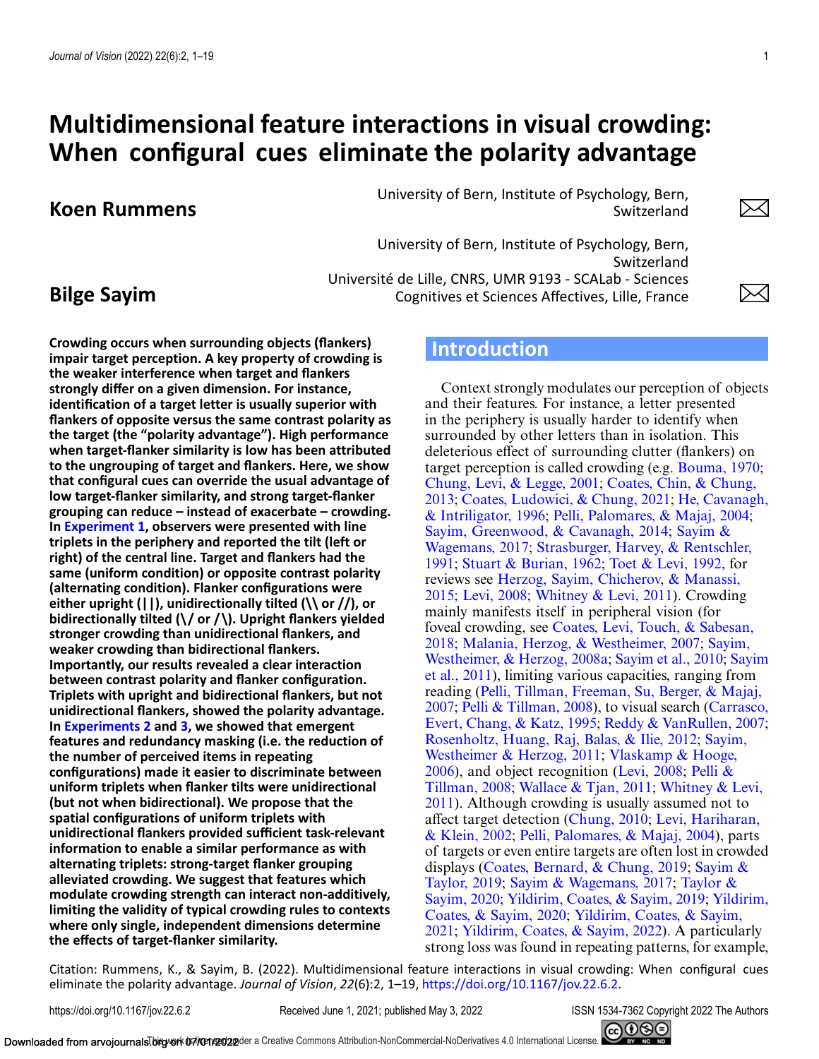# Multidimensional feature interactions in visual crowding: When configural cues eliminate the polarity advantage

## Koen Rummens

University of Bern, Institute of Psychology, Bern, Switzerland

## Bilge Sayim

University of Bern, Institute of Psychology, Bern, Switzerland

Université de Lille, CNRS, UMR 9193 - SCALab - Sciences Cognitives et Sciences Affectives, Lille, France

**Crowding occurs when surrounding objects (flankers) impair target perception. A key property of crowding is the weaker interference when target and flankers strongly differ on a given dimension. For instance, identification of a target letter is usually superior with flankers of opposite versus the same contrast polarity as the target (the "polarity advantage"). High performance when target-flanker similarity is low has been attributed to the ungrouping of target and flankers. Here, we show that configural cues can override the usual advantage of low target-flanker similarity, and strong target-flanker grouping can reduce – instead of exacerbate – crowding. In Experiment 1, observers were presented with line triplets in the periphery and reported the tilt (left or right) of the central line. Target and flankers had the same (uniform condition) or opposite contrast polarity (alternating condition). Flanker configurations were either upright (||), unidirectionally tilted (\\ or //), or bidirectionally tilted (\/ or /\). Upright flankers yielded stronger crowding than unidirectional flankers, and weaker crowding than bidirectional flankers. Importantly, our results revealed a clear interaction between contrast polarity and flanker configuration. Triplets with upright and bidirectional flankers, but not unidirectional flankers, showed the polarity advantage. In Experiments 2 and 3, we showed that emergent features and redundancy masking (i.e. the reduction of the number of perceived items in repeating configurations) made it easier to discriminate between uniform triplets when flanker tilts were unidirectional (but not when bidirectional). We propose that the spatial configurations of uniform triplets with unidirectional flankers provided sufficient task-relevant information to enable a similar performance as with alternating triplets: strong-target flanker grouping alleviated crowding. We suggest that features which modulate crowding strength can interact non-additively, limiting the validity of typical crowding rules to contexts where only single, independent dimensions determine the effects of target-flanker similarity.**

## Introduction

Context strongly modulates our perception of objects and their features. For instance, a letter presented in the periphery is usually harder to identify when surrounded by other letters than in isolation. This deleterious effect of surrounding clutter (flankers) on target perception is called crowding (e.g. Bouma, 1970; Chung, Levi, & Legge, 2001; Coates, Chin, & Chung, 2013; Coates, Ludowici, & Chung, 2021; He, Cavanagh, & Intriligator, 1996; Pelli, Palomares, & Majaj, 2004; Sayim, Greenwood, & Cavanagh, 2014; Sayim & Wagemans, 2017; Strasburger, Harvey, & Rentschler, 1991; Stuart & Burian, 1962; Toet & Levi, 1992, for reviews see Herzog, Sayim, Chicherov, & Manassi, 2015; Levi, 2008; Whitney & Levi, 2011). Crowding mainly manifests itself in peripheral vision (for foveal crowding, see Coates, Levi, Touch, & Sabesan, 2018; Malania, Herzog, & Westheimer, 2007; Sayim, Westheimer, & Herzog, 2008a; Sayim et al., 2010; Sayim et al., 2011), limiting various capacities, ranging from reading (Pelli, Tillman, Freeman, Su, Berger, & Majaj, 2007; Pelli & Tillman, 2008), to visual search (Carrasco, Evert, Chang, & Katz, 1995; Reddy & VanRullen, 2007; Rosenholtz, Huang, Raj, Balas, & Ilie, 2012; Sayim, Westheimer & Herzog, 2011; Vlaskamp & Hooge, 2006), and object recognition (Levi, 2008; Pelli & Tillman, 2008; Wallace & Tjan, 2011; Whitney & Levi, 2011). Although crowding is usually assumed not to affect target detection (Chung, 2010; Levi, Hariharan, & Klein, 2002; Pelli, Palomares, & Majaj, 2004), parts of targets or even entire targets are often lost in crowded displays (Coates, Bernard, & Chung, 2019; Sayim & Taylor, 2019; Sayim & Wagemans, 2017; Taylor & Sayim, 2020; Yildirim, Coates, & Sayim, 2019; Yildirim, Coates, & Sayim, 2020; Yildirim, Coates, & Sayim, 2021; Yildirim, Coates, & Sayim, 2022). A particularly strong loss was found in repeating patterns, for example,

Citation: Rummens, K., & Sayim, B. (2022). Multidimensional feature interactions in visual crowding: When configural cues eliminate the polarity advantage. *Journal of Vision*, *22*(6):2, 1–19, https://doi.org/10.1167/jov.22.6.2.

https://doi.org/10.1167/jov.22.6.2 Received June 1, 2021; published May 3, 2022 ISSN 1534-7362 Copyright 2022 The Authors

This work is licensed under a Creative Commons Attribution-NonCommercial-NoDerivatives 4.0 International License.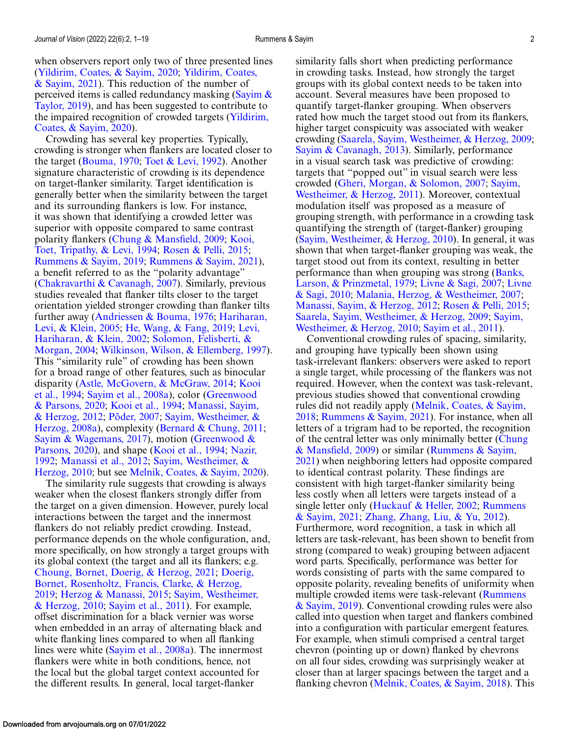when observers report only two of three presented lines (Yildirim, Coates, & Sayim, 2020; Yildirim, Coates, & Sayim, 2021). This reduction of the number of perceived items is called redundancy masking (Sayim & Taylor, 2019), and has been suggested to contribute to the impaired recognition of crowded targets (Yildirim, Coates, & Sayim, 2020).

Crowding has several key properties. Typically, crowding is stronger when flankers are located closer to the target (Bouma, 1970; Toet & Levi, 1992). Another signature characteristic of crowding is its dependence on target-flanker similarity. Target identification is generally better when the similarity between the target and its surrounding flankers is low. For instance, it was shown that identifying a crowded letter was superior with opposite compared to same contrast polarity flankers (Chung & Mansfield, 2009; Kooi, Toet, Tripathy, & Levi, 1994; Rosen & Pelli, 2015; Rummens & Sayim, 2019; Rummens & Sayim, 2021), a benefit referred to as the "polarity advantage" (Chakravarthi & Cavanagh, 2007). Similarly, previous studies revealed that flanker tilts closer to the target orientation yielded stronger crowding than flanker tilts further away (Andriessen & Bouma, 1976; Hariharan, Levi, & Klein, 2005; He, Wang, & Fang, 2019; Levi, Hariharan, & Klein, 2002; Solomon, Felisberti, & Morgan, 2004; Wilkinson, Wilson, & Ellemberg, 1997). This "similarity rule" of crowding has been shown for a broad range of other features, such as binocular disparity (Astle, McGovern, & McGraw, 2014; Kooi et al., 1994; Sayim et al., 2008a), color (Greenwood & Parsons, 2020; Kooi et al., 1994; Manassi, Sayim, & Herzog, 2012; Põder, 2007; Sayim, Westheimer, & Herzog, 2008a), complexity (Bernard & Chung, 2011; Sayim & Wagemans, 2017), motion (Greenwood & Parsons, 2020), and shape (Kooi et al., 1994; Nazir, 1992; Manassi et al., 2012; Sayim, Westheimer, & Herzog, 2010; but see Melnik, Coates, & Sayim, 2020).

The similarity rule suggests that crowding is always weaker when the closest flankers strongly differ from the target on a given dimension. However, purely local interactions between the target and the innermost flankers do not reliably predict crowding. Instead, performance depends on the whole configuration, and, more specifically, on how strongly a target groups with its global context (the target and all its flankers; e.g. Choung, Bornet, Doerig, & Herzog, 2021; Doerig, Bornet, Rosenholtz, Francis, Clarke, & Herzog, 2019; Herzog & Manassi, 2015; Sayim, Westheimer, & Herzog, 2010; Sayim et al., 2011). For example, offset discrimination for a black vernier was worse when embedded in an array of alternating black and white flanking lines compared to when all flanking lines were white (Sayim et al., 2008a). The innermost flankers were white in both conditions, hence, not the local but the global target context accounted for the different results. In general, local target-flanker similarity falls short when predicting performance in crowding tasks. Instead, how strongly the target groups with its global context needs to be taken into account. Several measures have been proposed to quantify target-flanker grouping. When observers rated how much the target stood out from its flankers, higher target conspicuity was associated with weaker crowding (Saarela, Sayim, Westheimer, & Herzog, 2009; Sayim & Cavanagh, 2013). Similarly, performance in a visual search task was predictive of crowding: targets that "popped out" in visual search were less crowded (Gheri, Morgan, & Solomon, 2007; Sayim, Westheimer, & Herzog, 2011). Moreover, contextual modulation itself was proposed as a measure of grouping strength, with performance in a crowding task quantifying the strength of (target-flanker) grouping (Sayim, Westheimer, & Herzog, 2010). In general, it was shown that when target-flanker grouping was weak, the target stood out from its context, resulting in better performance than when grouping was strong (Banks, Larson, & Prinzmetal, 1979; Livne & Sagi, 2007; Livne & Sagi, 2010; Malania, Herzog, & Westheimer, 2007; Manassi, Sayim, & Herzog, 2012; Rosen & Pelli, 2015; Saarela, Sayim, Westheimer, & Herzog, 2009; Sayim, Westheimer, & Herzog, 2010; Sayim et al., 2011).

Conventional crowding rules of spacing, similarity, and grouping have typically been shown using task-irrelevant flankers: observers were asked to report a single target, while processing of the flankers was not required. However, when the context was task-relevant, previous studies showed that conventional crowding rules did not readily apply (Melnik, Coates, & Sayim, 2018; Rummens & Sayim, 2021). For instance, when all letters of a trigram had to be reported, the recognition of the central letter was only minimally better (Chung & Mansfield, 2009) or similar (Rummens & Sayim, 2021) when neighboring letters had opposite compared to identical contrast polarity. These findings are consistent with high target-flanker similarity being less costly when all letters were targets instead of a single letter only (Huckauf & Heller, 2002; Rummens & Sayim, 2021; Zhang, Zhang, Liu, & Yu, 2012). Furthermore, word recognition, a task in which all letters are task-relevant, has been shown to benefit from strong (compared to weak) grouping between adjacent word parts. Specifically, performance was better for words consisting of parts with the same compared to opposite polarity, revealing benefits of uniformity when multiple crowded items were task-relevant (Rummens & Sayim, 2019). Conventional crowding rules were also called into question when target and flankers combined into a configuration with particular emergent features. For example, when stimuli comprised a central target chevron (pointing up or down) flanked by chevrons on all four sides, crowding was surprisingly weaker at closer than at larger spacings between the target and a flanking chevron (Melnik, Coates, & Sayim, 2018). This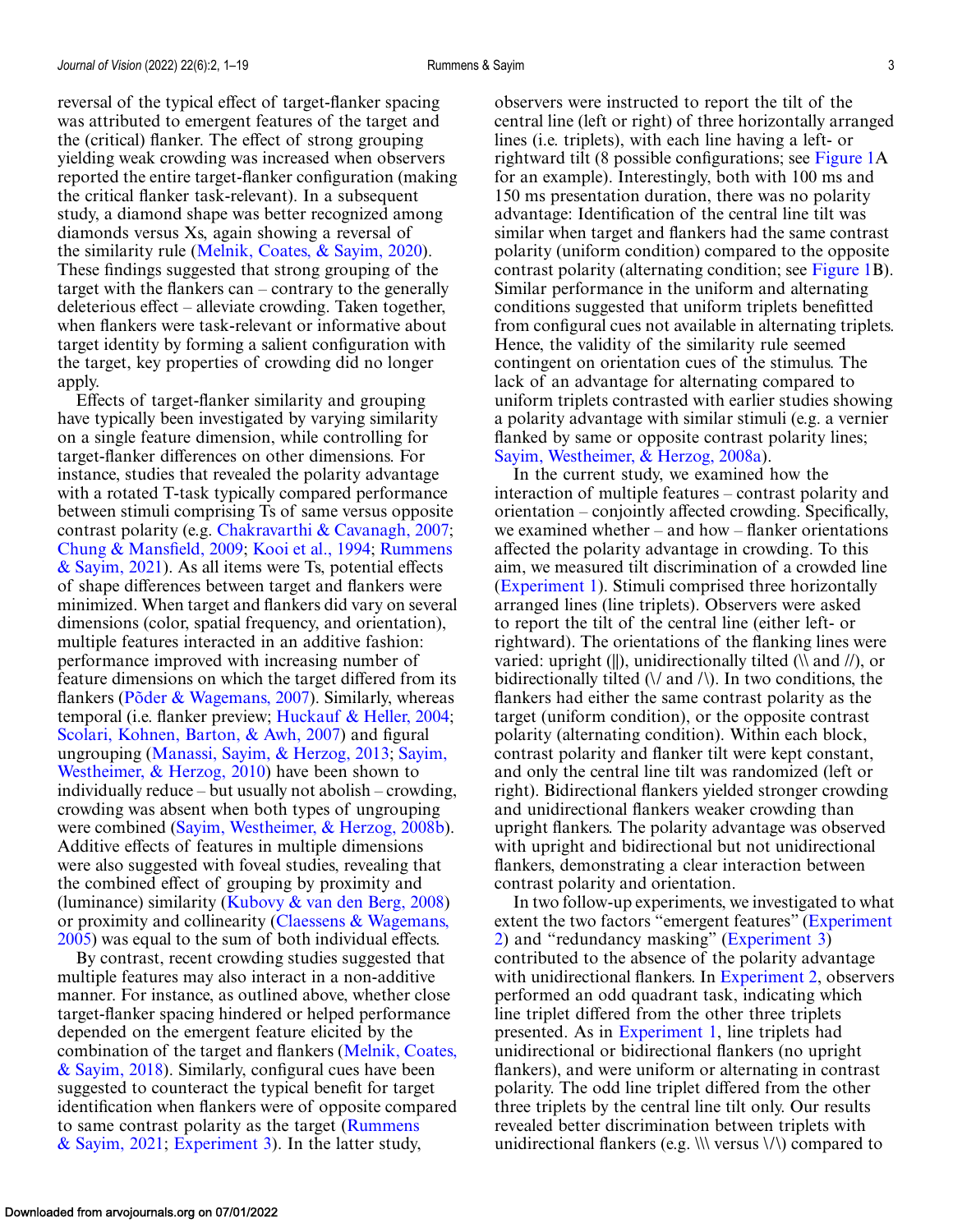reversal of the typical effect of target-flanker spacing was attributed to emergent features of the target and the (critical) flanker. The effect of strong grouping yielding weak crowding was increased when observers reported the entire target-flanker configuration (making the critical flanker task-relevant). In a subsequent study, a diamond shape was better recognized among diamonds versus Xs, again showing a reversal of the similarity rule (Melnik, Coates, & Sayim, 2020). These findings suggested that strong grouping of the target with the flankers can – contrary to the generally deleterious effect – alleviate crowding. Taken together, when flankers were task-relevant or informative about target identity by forming a salient configuration with the target, key properties of crowding did no longer apply.

Effects of target-flanker similarity and grouping have typically been investigated by varying similarity on a single feature dimension, while controlling for target-flanker differences on other dimensions. For instance, studies that revealed the polarity advantage with a rotated T-task typically compared performance between stimuli comprising Ts of same versus opposite contrast polarity (e.g. Chakravarthi & Cavanagh, 2007; Chung & Mansfield, 2009; Kooi et al., 1994; Rummens & Sayim, 2021). As all items were Ts, potential effects of shape differences between target and flankers were minimized. When target and flankers did vary on several dimensions (color, spatial frequency, and orientation), multiple features interacted in an additive fashion: performance improved with increasing number of feature dimensions on which the target differed from its flankers (Põder & Wagemans, 2007). Similarly, whereas temporal (i.e. flanker preview; Huckauf & Heller, 2004; Scolari, Kohnen, Barton, & Awh, 2007) and figural ungrouping (Manassi, Sayim, & Herzog, 2013; Sayim, Westheimer, & Herzog, 2010) have been shown to individually reduce – but usually not abolish – crowding, crowding was absent when both types of ungrouping were combined (Sayim, Westheimer, & Herzog, 2008b). Additive effects of features in multiple dimensions were also suggested with foveal studies, revealing that the combined effect of grouping by proximity and (luminance) similarity (Kubovy & van den Berg, 2008) or proximity and collinearity (Claessens & Wagemans, 2005) was equal to the sum of both individual effects.

By contrast, recent crowding studies suggested that multiple features may also interact in a non-additive manner. For instance, as outlined above, whether close target-flanker spacing hindered or helped performance depended on the emergent feature elicited by the combination of the target and flankers (Melnik, Coates, & Sayim, 2018). Similarly, configural cues have been suggested to counteract the typical benefit for target identification when flankers were of opposite contrast compared to same contrast polarity as the target (Rummens & Sayim, 2021; Experiment 3). In the latter study, observers were instructed to report the tilt of the central line (left or right) of three horizontally arranged lines (i.e. triplets), with each line having a left- or rightward tilt (8 possible configurations; see Figure 1A for an example). Interestingly, both with 100 ms and 150 ms presentation duration, there was no polarity advantage: Identification of the central line tilt was similar when target and flankers had the same contrast polarity (uniform condition) compared to the opposite contrast polarity (alternating condition; see Figure 1B). Similar performance in the uniform and alternating conditions suggested that uniform triplets benefitted from configural cues not available in alternating triplets. Hence, the validity of the similarity rule seemed contingent on orientation cues of the stimulus. The lack of an advantage for alternating compared to uniform triplets contrasted with earlier studies showing a polarity advantage with similar stimuli (e.g. a vernier flanked by same or opposite contrast polarity lines; Sayim, Westheimer, & Herzog, 2008a).

In the current study, we examined how the interaction of multiple features – contrast polarity and orientation – conjointly affected crowding. Specifically, we examined whether – and how – flanker orientations affected the polarity advantage in crowding. To this aim, we measured tilt discrimination of a crowded line (Experiment 1). Stimuli comprised three horizontally arranged lines (line triplets). Observers were asked to report the tilt of the central line (either left- or rightward). The orientations of the flanking lines were varied: upright (||), unidirectionally tilted (\\ and //), or bidirectionally tilted (\/ and /\). In two conditions, the flankers had either the same contrast polarity as the target (uniform condition), or the opposite contrast polarity (alternating condition). Within each block, contrast polarity and flanker tilt were kept constant, and only the central line tilt was randomized (left or right). Bidirectional flankers yielded stronger crowding and unidirectional flankers weaker crowding than upright flankers. The polarity advantage was observed with upright and bidirectional but not unidirectional flankers, demonstrating a clear interaction between contrast polarity and orientation.

In two follow-up experiments, we investigated to what extent the two factors "emergent features" (Experiment 2) and "redundancy masking" (Experiment 3) contributed to the absence of the polarity advantage with unidirectional flankers. In Experiment 2, observers performed an odd quadrant task, indicating which line triplet differed from the other three triplets presented. As in Experiment 1, line triplets had unidirectional or bidirectional flankers (no upright flankers), and were uniform or alternating in contrast polarity. The odd line triplet differed from the other three triplets by the central line tilt only. Our results revealed better discrimination between triplets with unidirectional flankers (e.g. \\\ versus \/\) compared to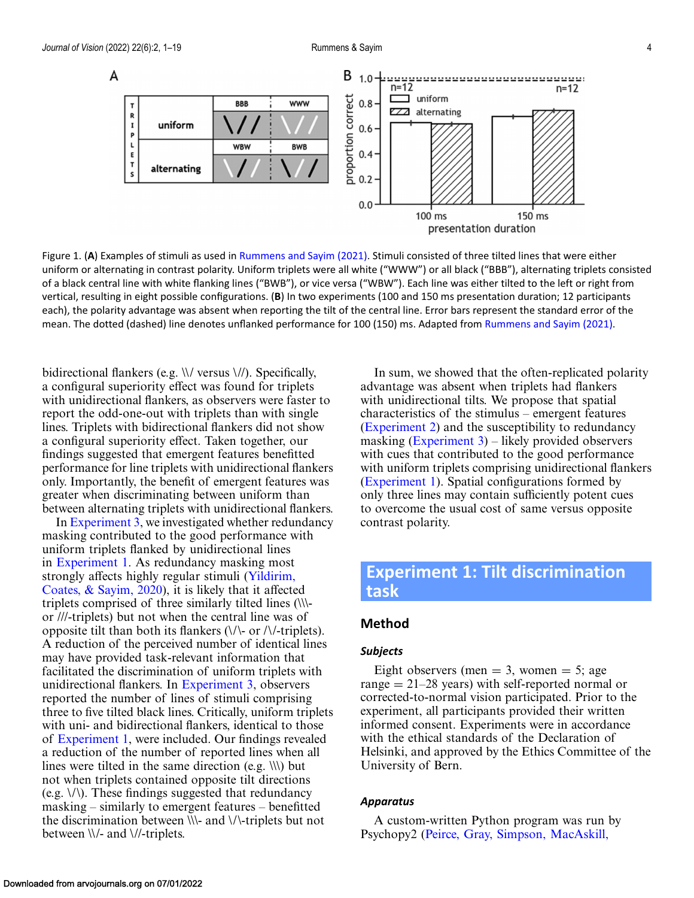Figure 1. (**A**) Examples of stimuli as used in Rummens and Sayim (2021). Stimuli consisted of three tilted lines that were either uniform or alternating in contrast polarity. Uniform triplets were all white ("WWW") or all black ("BBB"), alternating triplets consisted of a black central line with white flanking lines ("BWB"), or vice versa ("WBW"). Each line was either tilted to the left or right from vertical, resulting in eight possible configurations. (**B**) In two experiments (100 and 150 ms presentation duration; 12 participants each), the polarity advantage was absent when reporting the tilt of the central line. Error bars represent the standard error of the mean. The dotted (dashed) line denotes unflanked performance for 100 (150) ms. Adapted from Rummens and Sayim (2021).

bidirectional flankers (e.g. \\/ versus \//). Specifically, a configural superiority effect was found for triplets with unidirectional flankers, as observers were faster to report the odd-one-out with triplets than with single lines. Triplets with bidirectional flankers did not show a configural superiority effect. Taken together, our findings suggested that emergent features benefitted performance for line triplets with unidirectional flankers only. Importantly, the benefit of emergent features was greater when discriminating between uniform than between alternating triplets with unidirectional flankers.

In Experiment 3, we investigated whether redundancy masking contributed to the good performance with uniform triplets flanked by unidirectional lines in Experiment 1. As redundancy masking most strongly affects highly regular stimuli (Yildirim, Coates, & Sayim, 2020), it is likely that it affected triplets comprised of three similarly tilted lines (\\\- or ///-triplets) but not when the central line was of opposite tilt than both its flankers (\/\- or /\/-triplets). A reduction of the perceived number of identical lines may have provided task-relevant information that facilitated the discrimination of uniform triplets with unidirectional flankers. In Experiment 3, observers reported the number of lines of stimuli comprising three to five tilted black lines. Critically, uniform triplets with uni- and bidirectional flankers, identical to those of Experiment 1, were included. Our findings revealed a reduction of the number of reported lines when all lines were tilted in the same direction (e.g. \\\) but not when triplets contained opposite tilt directions (e.g. \/\). These findings suggested that redundancy masking – similarly to emergent features – benefitted the discrimination between \\\- and \/\-triplets but not between \\/- and \//-triplets.

In sum, we showed that the often-replicated polarity advantage was absent when triplets had flankers with unidirectional tilts. We propose that spatial characteristics of the stimulus – emergent features (Experiment 2) and the susceptibility to redundancy masking (Experiment 3) – likely provided observers with cues that contributed to the good performance with uniform triplets comprising unidirectional flankers (Experiment 1). Spatial configurations formed by only three lines may contain sufficiently potent cues to overcome the usual cost of same versus opposite contrast polarity.

## Experiment 1: Tilt discrimination task

### Method

#### *Subjects*

Eight observers (men = 3, women = 5; age range = 21–28 years) with self-reported normal or corrected-to-normal vision participated. Prior to the experiment, all participants provided their written informed consent. Experiments were in accordance with the ethical standards of the Declaration of Helsinki, and approved by the Ethics Committee of the University of Bern.

#### *Apparatus*

A custom-written Python program was run by Psychopy2 (Peirce, Gray, Simpson, MacAskill,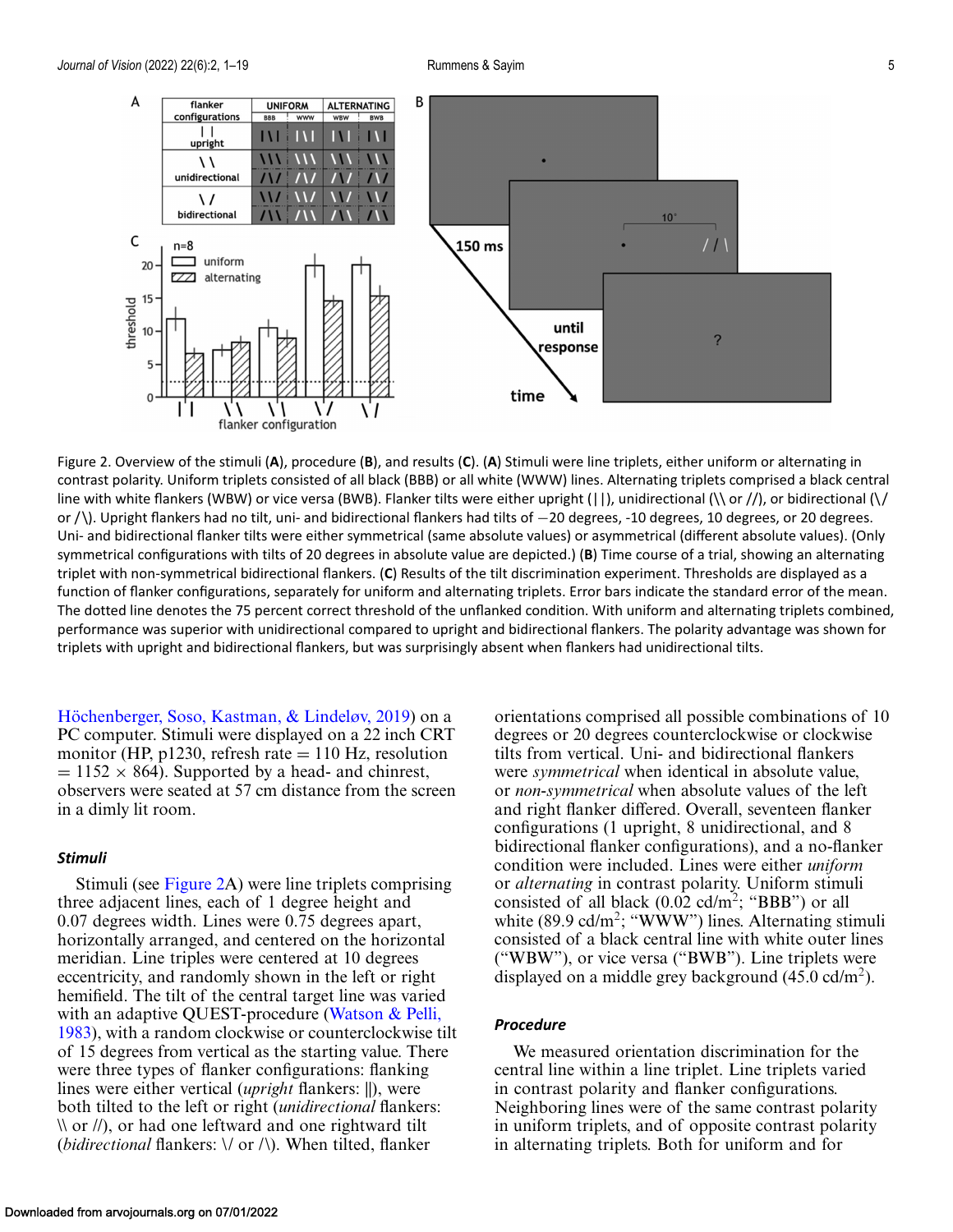Figure 2. Overview of the stimuli (**A**), procedure (**B**), and results (**C**). (**A**) Stimuli were line triplets, either uniform or alternating in contrast polarity. Uniform triplets consisted of all black (BBB) or all white (WWW) lines. Alternating triplets comprised a black central line with white flankers (WBW) or vice versa (BWB). Flanker tilts were either upright (| |), unidirectional (\\ or //), or bidirectional (\/ or /\). Upright flankers had no tilt, uni- and bidirectional flankers had tilts of −20 degrees, -10 degrees, 10 degrees, or 20 degrees. Uni- and bidirectional flanker tilts were either symmetrical (same absolute values) or asymmetrical (different absolute values). (Only symmetrical configurations with tilts of 20 degrees in absolute value are depicted.) (**B**) Time course of a trial, showing an alternating triplet with non-symmetrical bidirectional flankers. (**C**) Results of the tilt discrimination experiment. Thresholds are displayed as a function of flanker configurations, separately for uniform and alternating triplets. Error bars indicate the standard error of the mean. The dotted line denotes the 75 percent correct threshold of the unflanked condition. With uniform and alternating triplets combined, performance was superior with unidirectional compared to upright and bidirectional flankers. The polarity advantage was shown for triplets with upright and bidirectional flankers, but was surprisingly absent when flankers had unidirectional tilts.

Höchenberger, Soso, Kastman, & Lindeløv, 2019) on a PC computer. Stimuli were displayed on a 22 inch CRT monitor (HP, p1230, refresh rate = 110 Hz, resolution = 1152 × 864). Supported by a head- and chinrest, observers were seated at 57 cm distance from the screen in a dimly lit room.

### *Stimuli*

Stimuli (see Figure 2A) were line triplets comprising three adjacent lines, each of 1 degree height and 0.07 degrees width. Lines were 0.75 degrees apart, horizontally arranged, and centered on the horizontal meridian. Line triples were centered at 10 degrees eccentricity, and randomly shown in the left or right hemifield. The tilt of the central target line was varied with an adaptive QUEST-procedure (Watson & Pelli, 1983), with a random clockwise or counterclockwise tilt of 15 degrees from vertical as the starting value. There were three types of flanker configurations: flanking lines were either vertical (*upright* flankers: ||), were both tilted to the left or right (*unidirectional* flankers: \\ or //), or had one leftward and one rightward tilt (*bidirectional* flankers: \/ or /\). When tilted, flanker orientations comprised all possible combinations of 10 degrees or 20 degrees counterclockwise or clockwise tilts from vertical. Uni- and bidirectional flankers were *symmetrical* when identical in absolute value, or *non-symmetrical* when absolute values of the left and right flanker differed. Overall, seventeen flanker configurations (1 upright, 8 unidirectional, and 8 bidirectional flanker configurations), and a no-flanker condition were included. Lines were either *uniform* or *alternating* in contrast polarity. Uniform stimuli consisted of all black (0.02 cd/m$^2$; "BBB") or all white (89.9 cd/m$^2$; "WWW") lines. Alternating stimuli consisted of a black central line with white outer lines ("WBW"), or vice versa ("BWB"). Line triplets were displayed on a middle grey background (45.0 cd/m$^2$).

### *Procedure*

We measured orientation discrimination for the central line within a line triplet. Line triplets varied in contrast polarity and flanker configurations. Neighboring lines were of the same contrast polarity in uniform triplets, and of opposite contrast polarity in alternating triplets. Both for uniform and for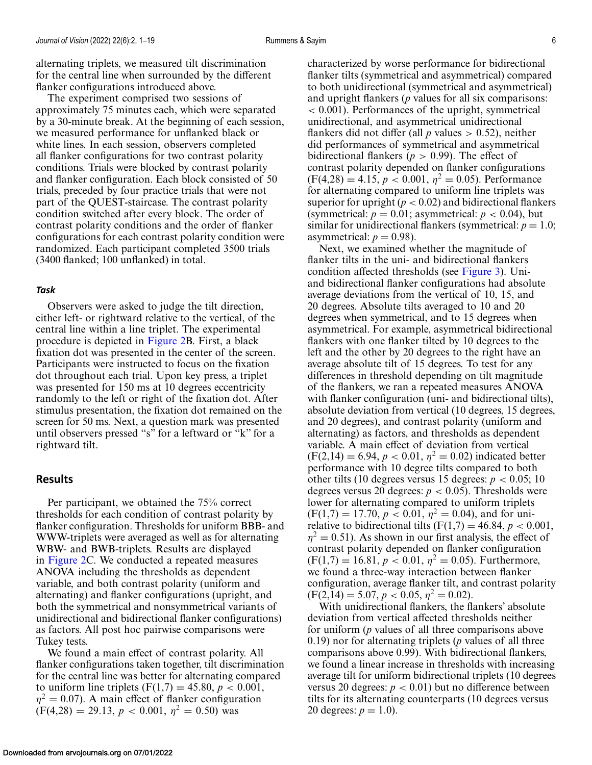alternating triplets, we measured tilt discrimination for the central line when surrounded by the different flanker configurations introduced above.

The experiment comprised two sessions of approximately 75 minutes each, which were separated by a 30-minute break. At the beginning of each session, we measured performance for unflanked black or white lines. In each session, observers completed all flanker configurations for two contrast polarity conditions. Trials were blocked by contrast polarity and flanker configuration. Each block consisted of 50 trials, preceded by four practice trials that were not part of the QUEST-staircase. The contrast polarity condition switched after every block. The order of contrast polarity conditions and the order of flanker configurations for each contrast polarity condition were randomized. Each participant completed 3500 trials (3400 flanked; 100 unflanked) in total.

### *Task*

Observers were asked to judge the tilt direction, either left- or rightward relative to the vertical, of the central line within a line triplet. The experimental procedure is depicted in Figure 2B. First, a black fixation dot was presented in the center of the screen. Participants were instructed to focus on the fixation dot throughout each trial. Upon key press, a triplet was presented for 150 ms at 10 degrees eccentricity randomly to the left or right of the fixation dot. After stimulus presentation, the fixation dot remained on the screen for 50 ms. Next, a question mark was presented until observers pressed "s" for a leftward or "k" for a rightward tilt.

## Results

Per participant, we obtained the 75% correct thresholds for each condition of contrast polarity by flanker configuration. Thresholds for uniform BBB- and WWW-triplets were averaged as well as for alternating WBW- and BWB-triplets. Results are displayed in Figure 2C. We conducted a repeated measures ANOVA including the thresholds as dependent variable, and both contrast polarity (uniform and alternating) and flanker configurations (upright, and both the symmetrical and nonsymmetrical variants of unidirectional and bidirectional flanker configurations) as factors. All post hoc pairwise comparisons were Tukey tests.

We found a main effect of contrast polarity. All flanker configurations taken together, tilt discrimination for the central line was better for alternating compared to uniform line triplets ($F(1,7) = 45.80$, $p < 0.001$, $\eta^2 = 0.07$). A main effect of flanker configuration ($F(4,28) = 29.13$, $p < 0.001$, $\eta^2 = 0.50$) was characterized by worse performance for bidirectional flanker tilts (symmetrical and asymmetrical) compared to both unidirectional (symmetrical and asymmetrical) and upright flankers ($p$ values for all six comparisons: $< 0.001$). Performances of the upright, symmetrical unidirectional, and asymmetrical unidirectional flankers did not differ (all $p$ values $> 0.52$), neither did performances of symmetrical and asymmetrical bidirectional flankers ($p > 0.99$). The effect of contrast polarity depended on flanker configurations ($F(4,28) = 4.15$, $p < 0.001$, $\eta^2 = 0.05$). Performance for alternating compared to uniform line triplets was superior for upright ($p < 0.02$) and bidirectional flankers (symmetrical: $p = 0.01$; asymmetrical: $p < 0.04$), but similar for unidirectional flankers (symmetrical: $p = 1.0$; asymmetrical: $p = 0.98$).

Next, we examined whether the magnitude of flanker tilts in the uni- and bidirectional flankers condition affected thresholds (see Figure 3). Uni- and bidirectional flanker configurations had absolute average deviations from the vertical of 10, 15, and 20 degrees. Absolute tilts averaged to 10 and 20 degrees when symmetrical, and to 15 degrees when asymmetrical. For example, asymmetrical bidirectional flankers with one flanker tilted by 10 degrees to the left and the other by 20 degrees to the right have an average absolute tilt of 15 degrees. To test for any differences in threshold depending on tilt magnitude of the flankers, we ran a repeated measures ANOVA with flanker configuration (uni- and bidirectional tilts), absolute deviation from vertical (10 degrees, 15 degrees, and 20 degrees), and contrast polarity (uniform and alternating) as factors, and thresholds as dependent variable. A main effect of deviation from vertical ($F(2,14) = 6.94$, $p < 0.01$, $\eta^2 = 0.02$) indicated better performance with 10 degree tilts compared to both other tilts (10 degrees versus 15 degrees: $p < 0.05$; 10 degrees versus 20 degrees: $p < 0.05$). Thresholds were lower for alternating compared to uniform triplets ($F(1,7) = 17.70$, $p < 0.01$, $\eta^2 = 0.04$), and for uni- relative to bidirectional tilts ($F(1,7) = 46.84$, $p < 0.001$, $\eta^2 = 0.51$). As shown in our first analysis, the effect of contrast polarity depended on flanker configuration ($F(1,7) = 16.81$, $p < 0.01$, $\eta^2 = 0.05$). Furthermore, we found a three-way interaction between flanker configuration, average flanker tilt, and contrast polarity ($F(2,14) = 5.07$, $p < 0.05$, $\eta^2 = 0.02$).

With unidirectional flankers, the flankers' absolute deviation from vertical affected thresholds neither for uniform ($p$ values of all three comparisons above 0.19) nor for alternating triplets ($p$ values of all three comparisons above 0.99). With bidirectional flankers, we found a linear increase in thresholds with increasing average tilt for uniform bidirectional triplets (10 degrees versus 20 degrees: $p < 0.01$) but no difference between tilts for its alternating counterparts (10 degrees versus 20 degrees: $p = 1.0$).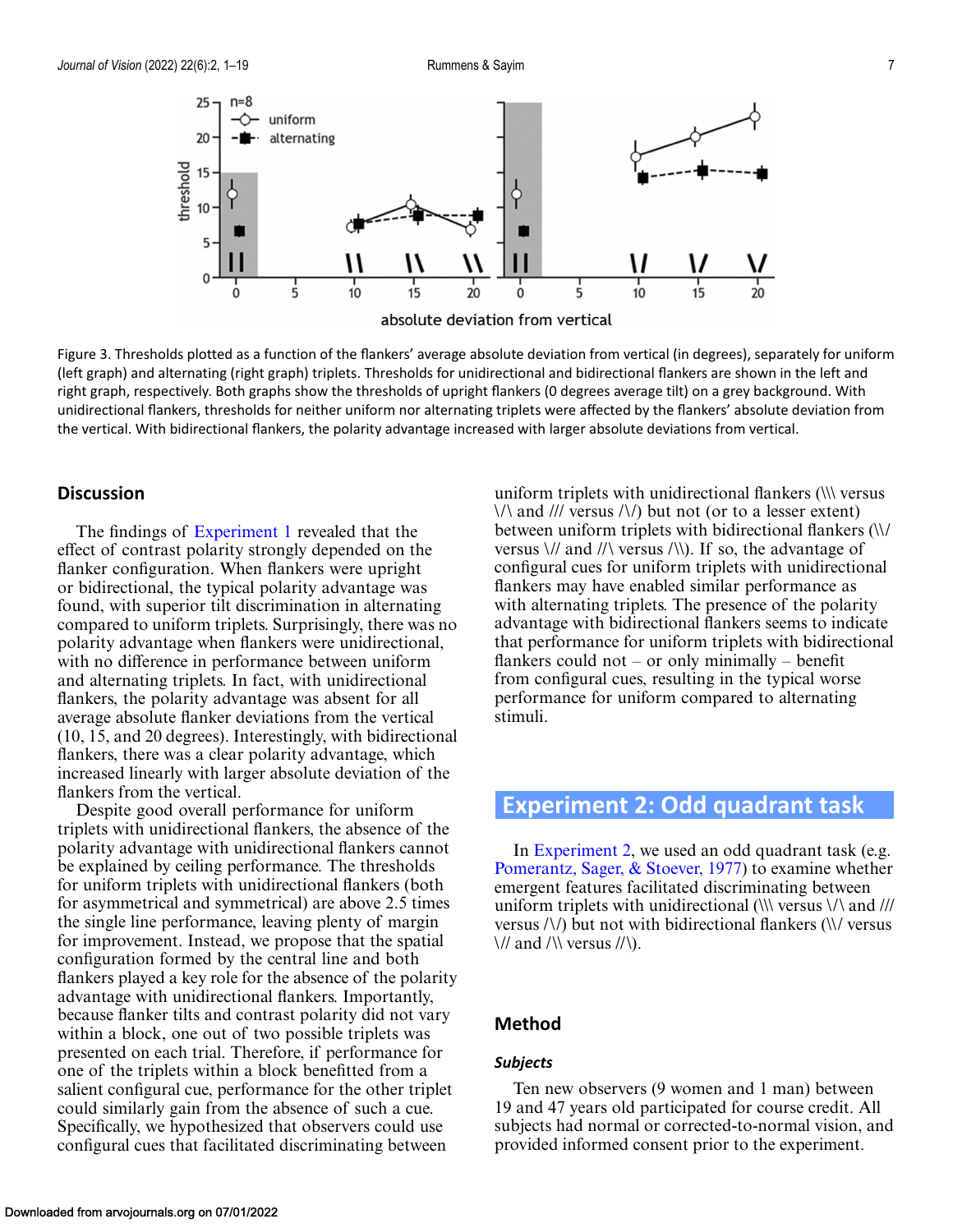Figure 3. Thresholds plotted as a function of the flankers' average absolute deviation from vertical (in degrees), separately for uniform (left graph) and alternating (right graph) triplets. Thresholds for unidirectional and bidirectional flankers are shown in the left and right graph, respectively. Both graphs show the thresholds of upright flankers (0 degrees average tilt) on a grey background. With unidirectional flankers, thresholds for neither uniform nor alternating triplets were affected by the flankers' absolute deviation from the vertical. With bidirectional flankers, the polarity advantage increased with larger absolute deviations from vertical.

## Discussion

The findings of Experiment 1 revealed that the effect of contrast polarity strongly depended on the flanker configuration. When flankers were upright or bidirectional, the typical polarity advantage was found, with superior tilt discrimination in alternating compared to uniform triplets. Surprisingly, there was no polarity advantage when flankers were unidirectional, with no difference in performance between uniform and alternating triplets. In fact, with unidirectional flankers, the polarity advantage was absent for all average absolute flanker deviations from the vertical (10, 15, and 20 degrees). Interestingly, with bidirectional flankers, there was a clear polarity advantage, which increased linearly with larger absolute deviation of the flankers from the vertical.

Despite good overall performance for uniform triplets with unidirectional flankers, the absence of the polarity advantage with unidirectional flankers cannot be explained by ceiling performance. The thresholds for uniform triplets with unidirectional flankers (both for asymmetrical and symmetrical) are above 2.5 times the single line performance, leaving plenty of margin for improvement. Instead, we propose that the spatial configuration formed by the central line and both flankers played a key role for the absence of the polarity advantage with unidirectional flankers. Importantly, because flanker tilts and contrast polarity did not vary within a block, one out of two possible triplets was presented on each trial. Therefore, if performance for one of the triplets within a block benefitted from a salient configural cue, performance for the other triplet could similarly gain from the absence of such a cue. Specifically, we hypothesized that observers could use configural cues that facilitated discriminating between uniform triplets with unidirectional flankers (\\\ versus \/\ and /// versus /\/) but not (or to a lesser extent) between uniform triplets with bidirectional flankers (\\/ versus \// and //\ versus /\\). If so, the advantage of configural cues for uniform triplets with unidirectional flankers may have enabled similar performance as with alternating triplets. The presence of the polarity advantage with bidirectional flankers seems to indicate that performance for uniform triplets with bidirectional flankers could not – or only minimally – benefit from configural cues, resulting in the typical worse performance for uniform compared to alternating stimuli.

# Experiment 2: Odd quadrant task

In Experiment 2, we used an odd quadrant task (e.g. Pomerantz, Sager, & Stoever, 1977) to examine whether emergent features facilitated discriminating between uniform triplets with unidirectional (\\\ versus \/\ and /// versus /\/) but not with bidirectional flankers (\\/ versus \// and /\\ versus //\).

## Method

### Subjects

Ten new observers (9 women and 1 man) between 19 and 47 years old participated for course credit. All subjects had normal or corrected-to-normal vision, and provided informed consent prior to the experiment.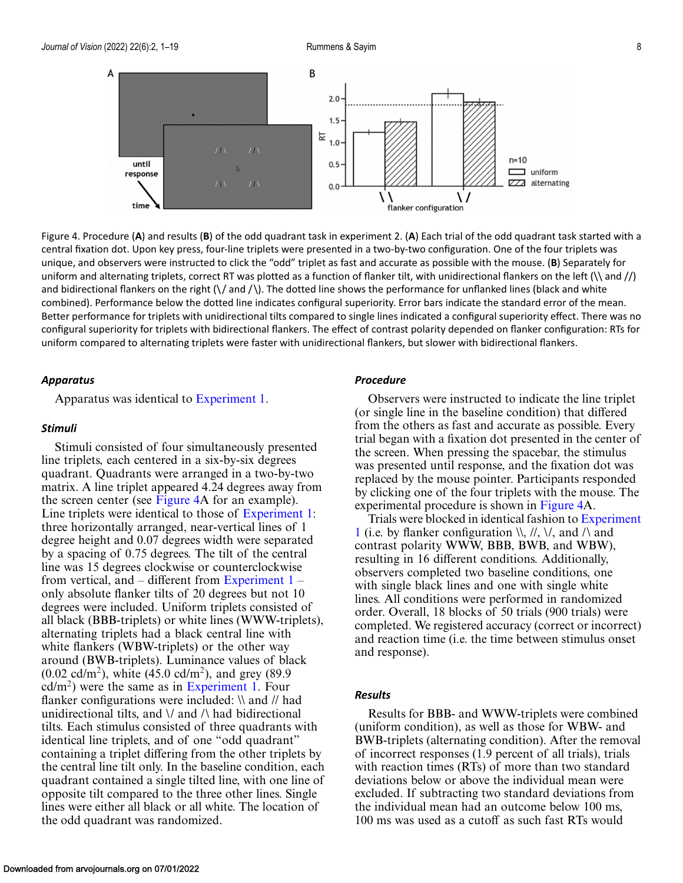Figure 4. Procedure (**A**) and results (**B**) of the odd quadrant task in experiment 2. (**A**) Each trial of the odd quadrant task started with a central fixation dot. Upon key press, four-line triplets were presented in a two-by-two configuration. One of the four triplets was unique, and observers were instructed to click the "odd" triplet as fast and accurate as possible with the mouse. (**B**) Separately for uniform and alternating triplets, correct RT was plotted as a function of flanker tilt, with unidirectional flankers on the left (\\ and //) and bidirectional flankers on the right (\/ and /\). The dotted line shows the performance for unflanked lines (black and white combined). Performance below the dotted line indicates configural superiority. Error bars indicate the standard error of the mean. Better performance for triplets with unidirectional tilts compared to single lines indicated a configural superiority effect. There was no configural superiority for triplets with bidirectional flankers. The effect of contrast polarity depended on flanker configuration: RTs for uniform compared to alternating triplets were faster with unidirectional flankers, but slower with bidirectional flankers.

### *Apparatus*

Apparatus was identical to Experiment 1.

### *Stimuli*

Stimuli consisted of four simultaneously presented line triplets, each centered in a six-by-six degrees quadrant. Quadrants were arranged in a two-by-two matrix. A line triplet appeared 4.24 degrees away from the screen center (see Figure 4A for an example). Line triplets were identical to those of Experiment 1: three horizontally arranged, near-vertical lines of 1 degree height and 0.07 degrees width were separated by a spacing of 0.75 degrees. The tilt of the central line was 15 degrees clockwise or counterclockwise from vertical, and – different from Experiment 1 – only absolute flanker tilts of 20 degrees but not 10 degrees were included. Uniform triplets consisted of all black (BBB-triplets) or white lines (WWW-triplets), alternating triplets had a black central line with white flankers (WBW-triplets) or the other way around (BWB-triplets). Luminance values of black (0.02 cd/m$^2$), white (45.0 cd/m$^2$), and grey (89.9 cd/m$^2$) were the same as in Experiment 1. Four flanker configurations were included: \\ and // had unidirectional tilts, and \/ and /\ had bidirectional tilts. Each stimulus consisted of three quadrants with identical line triplets, and of one "odd quadrant" containing a triplet differing from the other triplets by the central line tilt only. In the baseline condition, each quadrant contained a single tilted line, with one line of opposite tilt compared to the three other lines. Single lines were either all black or all white. The location of the odd quadrant was randomized.

### *Procedure*

Observers were instructed to indicate the line triplet (or single line in the baseline condition) that differed from the others as fast and accurate as possible. Every trial began with a fixation dot presented in the center of the screen. When pressing the spacebar, the stimulus was presented until response, and the fixation dot was replaced by the mouse pointer. Participants responded by clicking one of the four triplets with the mouse. The experimental procedure is shown in Figure 4A.

Trials were blocked in identical fashion to Experiment 1 (i.e. by flanker configuration \\, //, \/, and /\ and contrast polarity WWW, BBB, BWB, and WBW), resulting in 16 different conditions. Additionally, observers completed two baseline conditions, one with single black lines and one with single white lines. All conditions were performed in randomized order. Overall, 18 blocks of 50 trials (900 trials) were completed. We registered accuracy (correct or incorrect) and reaction time (i.e. the time between stimulus onset and response).

### *Results*

Results for BBB- and WWW-triplets were combined (uniform condition), as well as those for WBW- and BWB-triplets (alternating condition). After the removal of incorrect responses (1.9 percent of all trials), trials with reaction times (RTs) of more than two standard deviations below or above the individual mean were excluded. If subtracting two standard deviations from the individual mean had an outcome below 100 ms, 100 ms was used as a cutoff as such fast RTs would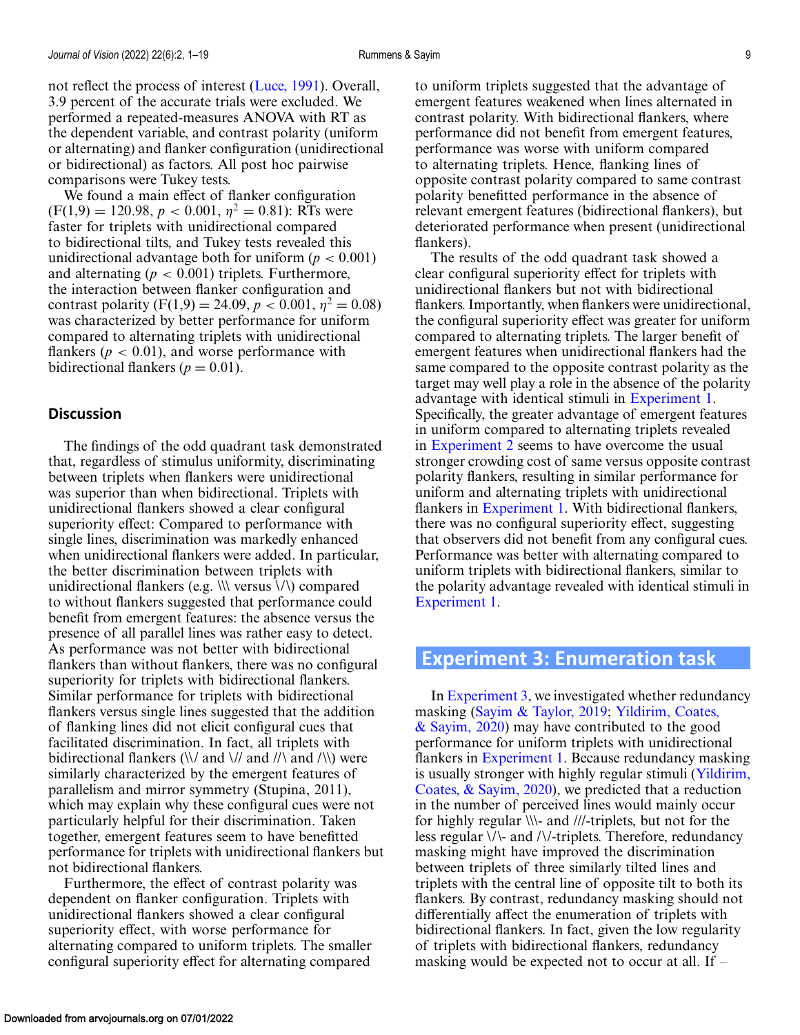not reflect the process of interest (Luce, 1991). Overall, 3.9 percent of the accurate trials were excluded. We performed a repeated-measures ANOVA with RT as the dependent variable, and contrast polarity (uniform or alternating) and flanker configuration (unidirectional or bidirectional) as factors. All post hoc pairwise comparisons were Tukey tests.

We found a main effect of flanker configuration ($F(1,9) = 120.98$, $p < 0.001$, $\eta^2 = 0.81$): RTs were faster for triplets with unidirectional compared to bidirectional tilts, and Tukey tests revealed this unidirectional advantage both for uniform ($p < 0.001$) and alternating ($p < 0.001$) triplets. Furthermore, the interaction between flanker configuration and contrast polarity ($F(1,9) = 24.09$, $p < 0.001$, $\eta^2 = 0.08$) was characterized by better performance for uniform compared to alternating triplets with unidirectional flankers ($p < 0.01$), and worse performance with bidirectional flankers ($p = 0.01$).

### Discussion

The findings of the odd quadrant task demonstrated that, regardless of stimulus uniformity, discriminating between triplets when flankers were unidirectional was superior than when bidirectional. Triplets with unidirectional flankers showed a clear configural superiority effect: Compared to performance with single lines, discrimination was markedly enhanced when unidirectional flankers were added. In particular, the better discrimination between triplets with unidirectional flankers (e.g. \\\ versus \/\) compared to without flankers suggested that performance could benefit from emergent features: the absence versus the presence of all parallel lines was rather easy to detect. As performance was not better with bidirectional flankers than without flankers, there was no configural superiority for triplets with bidirectional flankers. Similar performance for triplets with bidirectional flankers versus single lines suggested that the addition of flanking lines did not elicit configural cues that facilitated discrimination. In fact, all triplets with bidirectional flankers (\\/ and \// and //\ and /\\) were similarly characterized by the emergent features of parallelism and mirror symmetry (Stupina, 2011), which may explain why these configural cues were not particularly helpful for their discrimination. Taken together, emergent features seem to have benefitted performance for triplets with unidirectional flankers but not bidirectional flankers.

Furthermore, the effect of contrast polarity was dependent on flanker configuration. Triplets with unidirectional flankers showed a clear configural superiority effect, with worse performance for alternating compared to uniform triplets. The smaller configural superiority effect for alternating compared to uniform triplets suggested that the advantage of emergent features weakened when lines alternated in contrast polarity. With bidirectional flankers, where performance did not benefit from emergent features, performance was worse with uniform compared to alternating triplets. Hence, flanking lines of opposite contrast polarity compared to same contrast polarity benefitted performance in the absence of relevant emergent features (bidirectional flankers), but deteriorated performance when present (unidirectional flankers).

The results of the odd quadrant task showed a clear configural superiority effect for triplets with unidirectional flankers but not with bidirectional flankers. Importantly, when flankers were unidirectional, the configural superiority effect was greater for uniform compared to alternating triplets. The larger benefit of emergent features when unidirectional flankers had the same compared to the opposite contrast polarity as the target may well play a role in the absence of the polarity advantage with identical stimuli in Experiment 1. Specifically, the greater advantage of emergent features in uniform compared to alternating triplets revealed in Experiment 2 seems to have overcome the usual stronger crowding cost of same versus opposite contrast polarity flankers, resulting in similar performance for uniform and alternating triplets with unidirectional flankers in Experiment 1. With bidirectional flankers, there was no configural superiority effect, suggesting that observers did not benefit from any configural cues. Performance was better with alternating compared to uniform triplets with bidirectional flankers, similar to the polarity advantage revealed with identical stimuli in Experiment 1.

## Experiment 3: Enumeration task

In Experiment 3, we investigated whether redundancy masking (Sayim & Taylor, 2019; Yildirim, Coates, & Sayim, 2020) may have contributed to the good performance for uniform triplets with unidirectional flankers in Experiment 1. Because redundancy masking is usually stronger with highly regular stimuli (Yildirim, Coates, & Sayim, 2020), we predicted that a reduction in the number of perceived lines would mainly occur for highly regular \\\- and ///-triplets, but not for the less regular \/\- and /\/-triplets. Therefore, redundancy masking might have improved the discrimination between triplets of three similarly tilted lines and triplets with the central line of opposite tilt to both its flankers. By contrast, redundancy masking should not differentially affect the enumeration of triplets with bidirectional flankers. In fact, given the low regularity of triplets with bidirectional flankers, redundancy masking would be expected not to occur at all. If –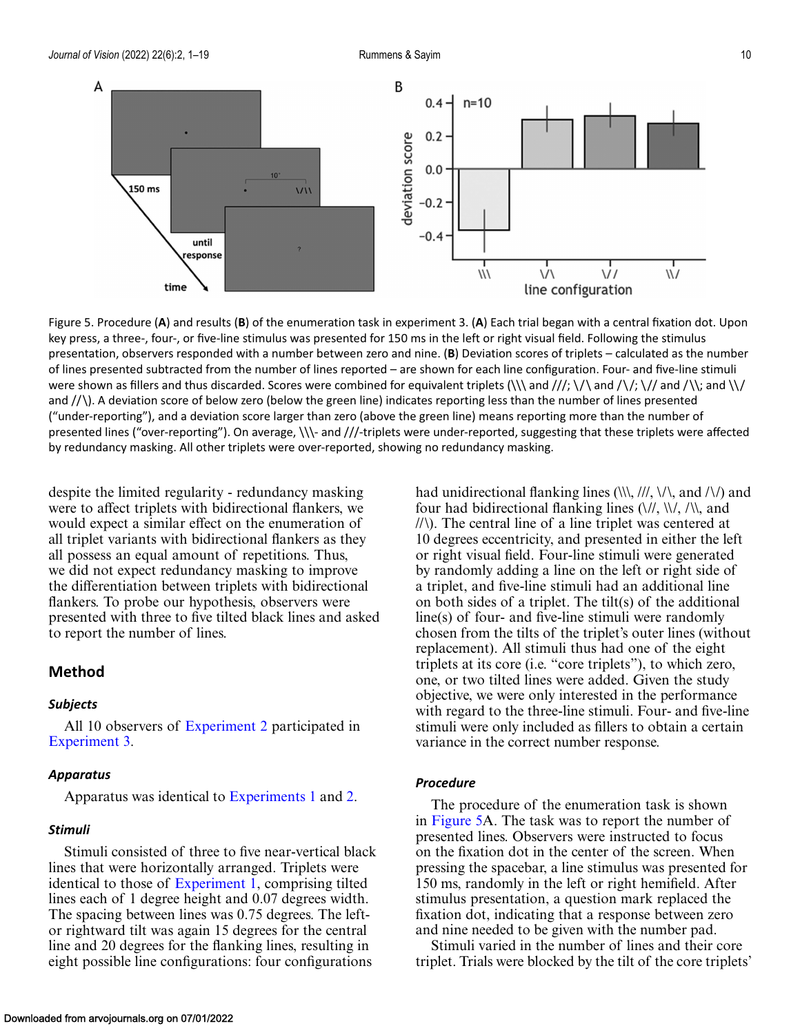Figure 5. Procedure (**A**) and results (**B**) of the enumeration task in experiment 3. (**A**) Each trial began with a central fixation dot. Upon key press, a three-, four-, or five-line stimulus was presented for 150 ms in the left or right visual field. Following the stimulus presentation, observers responded with a number between zero and nine. (**B**) Deviation scores of triplets – calculated as the number of lines presented subtracted from the number of lines reported – are shown for each line configuration. Four- and five-line stimuli were shown as fillers and thus discarded. Scores were combined for equivalent triplets (\\\ and ///; \/\ and /\/; \// and /\\; and \\/ and //\). A deviation score of below zero (below the green line) indicates reporting less than the number of lines presented ("under-reporting"), and a deviation score larger than zero (above the green line) means reporting more than the number of presented lines ("over-reporting"). On average, \\\- and ///-triplets were under-reported, suggesting that these triplets were affected by redundancy masking. All other triplets were over-reported, showing no redundancy masking.

despite the limited regularity - redundancy masking were to affect triplets with bidirectional flankers, we would expect a similar effect on the enumeration of all triplet variants with bidirectional flankers as they all possess an equal amount of repetitions. Thus, we did not expect redundancy masking to improve the differentiation between triplets with bidirectional flankers. To probe our hypothesis, observers were presented with three to five tilted black lines and asked to report the number of lines.

## Method

### *Subjects*

All 10 observers of Experiment 2 participated in Experiment 3.

### *Apparatus*

Apparatus was identical to Experiments 1 and 2.

### *Stimuli*

Stimuli consisted of three to five near-vertical black lines that were horizontally arranged. Triplets were identical to those of Experiment 1, comprising tilted lines each of 1 degree height and 0.07 degrees width. The spacing between lines was 0.75 degrees. The left- or rightward tilt was again 15 degrees for the central line and 20 degrees for the flanking lines, resulting in eight possible line configurations: four configurations had unidirectional flanking lines (\\\, ///, \/\, and /\/) and four had bidirectional flanking lines (\//, \\/, /\\, and //\). The central line of a line triplet was centered at 10 degrees eccentricity, and presented in either the left or right visual field. Four-line stimuli were generated by randomly adding a line on the left or right side of a triplet, and five-line stimuli had an additional line on both sides of a triplet. The tilt(s) of the additional line(s) of four- and five-line stimuli were randomly chosen from the tilts of the triplet's outer lines (without replacement). All stimuli thus had one of the eight triplets at its core (i.e. "core triplets"), to which zero, one, or two tilted lines were added. Given the study objective, we were only interested in the performance with regard to the three-line stimuli. Four- and five-line stimuli were only included as fillers to obtain a certain variance in the correct number response.

### *Procedure*

The procedure of the enumeration task is shown in Figure 5A. The task was to report the number of presented lines. Observers were instructed to focus on the fixation dot in the center of the screen. When pressing the spacebar, a line stimulus was presented for 150 ms, randomly in the left or right hemifield. After stimulus presentation, a question mark replaced the fixation dot, indicating that a response between zero and nine needed to be given with the number pad.

Stimuli varied in the number of lines and their core triplet. Trials were blocked by the tilt of the core triplets'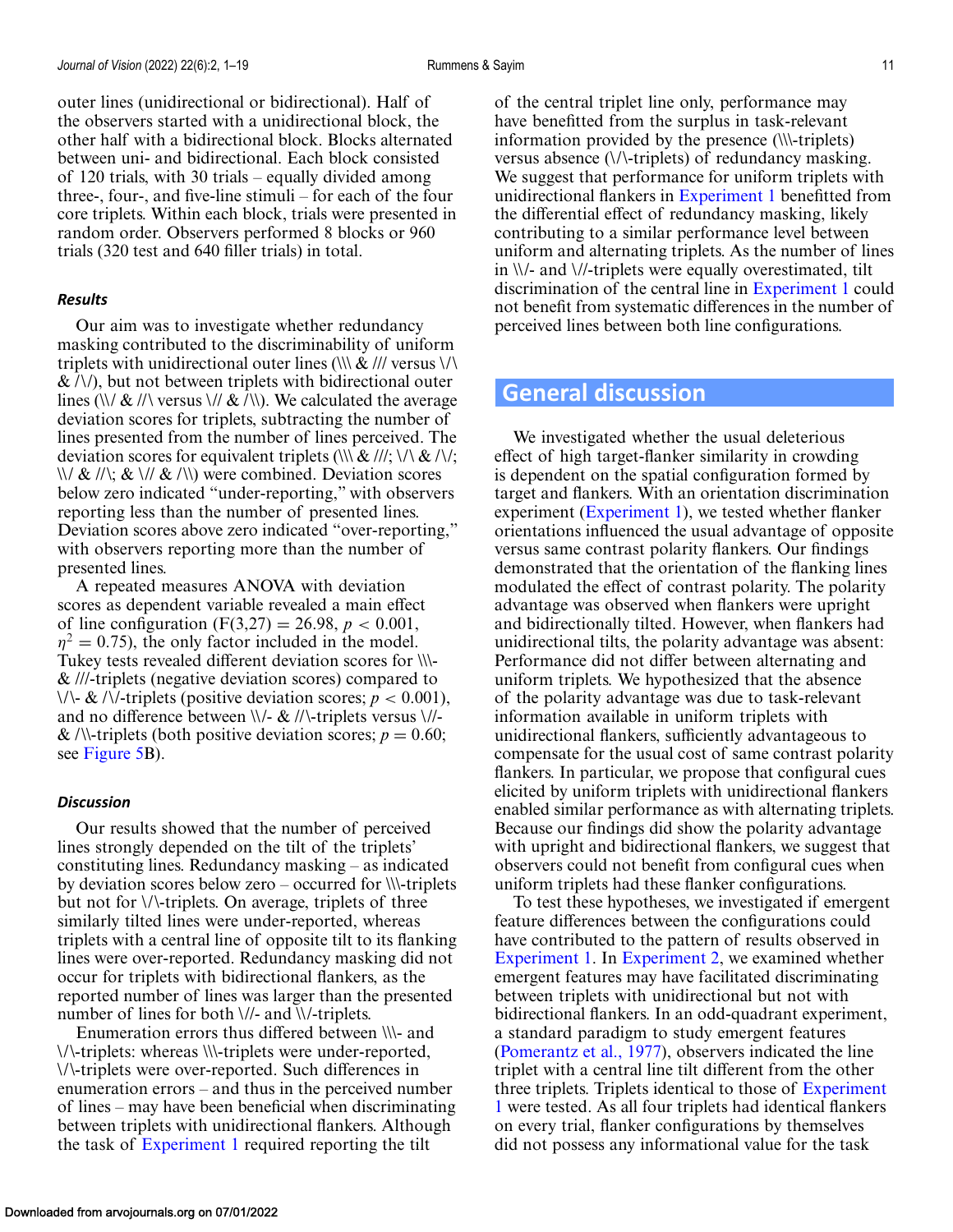outer lines (unidirectional or bidirectional). Half of the observers started with a unidirectional block, the other half with a bidirectional block. Blocks alternated between uni- and bidirectional. Each block consisted of 120 trials, with 30 trials – equally divided among three-, four-, and five-line stimuli – for each of the four core triplets. Within each block, trials were presented in random order. Observers performed 8 blocks or 960 trials (320 test and 640 filler trials) in total.

### *Results*

Our aim was to investigate whether redundancy masking contributed to the discriminability of uniform triplets with unidirectional outer lines (\\\ & /// versus \/\ & /\/), but not between triplets with bidirectional outer lines (\\/ & //\ versus \// & /\\). We calculated the average deviation scores for triplets, subtracting the number of lines presented from the number of lines perceived. The deviation scores for equivalent triplets (\\\ & ///; \/\ & /\/; \\/ & //\; & \// & /\\) were combined. Deviation scores below zero indicated "under-reporting," with observers reporting less than the number of presented lines. Deviation scores above zero indicated "over-reporting," with observers reporting more than the number of presented lines.

A repeated measures ANOVA with deviation scores as dependent variable revealed a main effect of line configuration ($F(3,27) = 26.98$, $p < 0.001$, $\eta^2 = 0.75$), the only factor included in the model. Tukey tests revealed different deviation scores for \\\- & ///-triplets (negative deviation scores) compared to \/\- & /\/-triplets (positive deviation scores; $p < 0.001$), and no difference between \\/- & //\-triplets versus \//- & /\\-triplets (both positive deviation scores; $p = 0.60$; see Figure 5B).

### *Discussion*

Our results showed that the number of perceived lines strongly depended on the tilt of the triplets' constituting lines. Redundancy masking – as indicated by deviation scores below zero – occurred for \\\-triplets but not for \/\-triplets. On average, triplets of three similarly tilted lines were under-reported, whereas triplets with a central line of opposite tilt to its flanking lines were over-reported. Redundancy masking did not occur for triplets with bidirectional flankers, as the reported number of lines was larger than the presented number of lines for both \//- and \\/-triplets.

Enumeration errors thus differed between \\\- and \/\-triplets: whereas \\\-triplets were under-reported, \/\-triplets were over-reported. Such differences in enumeration errors – and thus in the perceived number of lines – may have been beneficial when discriminating between triplets with unidirectional flankers. Although the task of Experiment 1 required reporting the tilt of the central triplet line only, performance may have benefitted from the surplus in task-relevant information provided by the presence (\\\-triplets) versus absence (\/\-triplets) of redundancy masking. We suggest that performance for uniform triplets with unidirectional flankers in Experiment 1 benefitted from the differential effect of redundancy masking, likely contributing to a similar performance level between uniform and alternating triplets. As the number of lines in \\/- and \//-triplets were equally overestimated, tilt discrimination of the central line in Experiment 1 could not benefit from systematic differences in the number of perceived lines between both line configurations.

## General discussion

We investigated whether the usual deleterious effect of high target-flanker similarity in crowding is dependent on the spatial configuration formed by target and flankers. With an orientation discrimination experiment (Experiment 1), we tested whether flanker orientations influenced the usual advantage of opposite versus same contrast polarity flankers. Our findings demonstrated that the orientation of the flanking lines modulated the effect of contrast polarity. The polarity advantage was observed when flankers were upright and bidirectionally tilted. However, when flankers had unidirectional tilts, the polarity advantage was absent: Performance did not differ between alternating and uniform triplets. We hypothesized that the absence of the polarity advantage was due to task-relevant information available in uniform triplets with unidirectional flankers, sufficiently advantageous to compensate for the usual cost of same contrast polarity flankers. In particular, we propose that configural cues elicited by uniform triplets with unidirectional flankers enabled similar performance as with alternating triplets. Because our findings did show the polarity advantage with upright and bidirectional flankers, we suggest that observers could not benefit from configural cues when uniform triplets had these flanker configurations.

To test these hypotheses, we investigated if emergent feature differences between the configurations could have contributed to the pattern of results observed in Experiment 1. In Experiment 2, we examined whether emergent features may have facilitated discriminating between triplets with unidirectional but not with bidirectional flankers. In an odd-quadrant experiment, a standard paradigm to study emergent features (Pomerantz et al., 1977), observers indicated the line triplet with a central line tilt different from the other three triplets. Triplets identical to those of Experiment 1 were tested. As all four triplets had identical flankers on every trial, flanker configurations by themselves did not possess any informational value for the task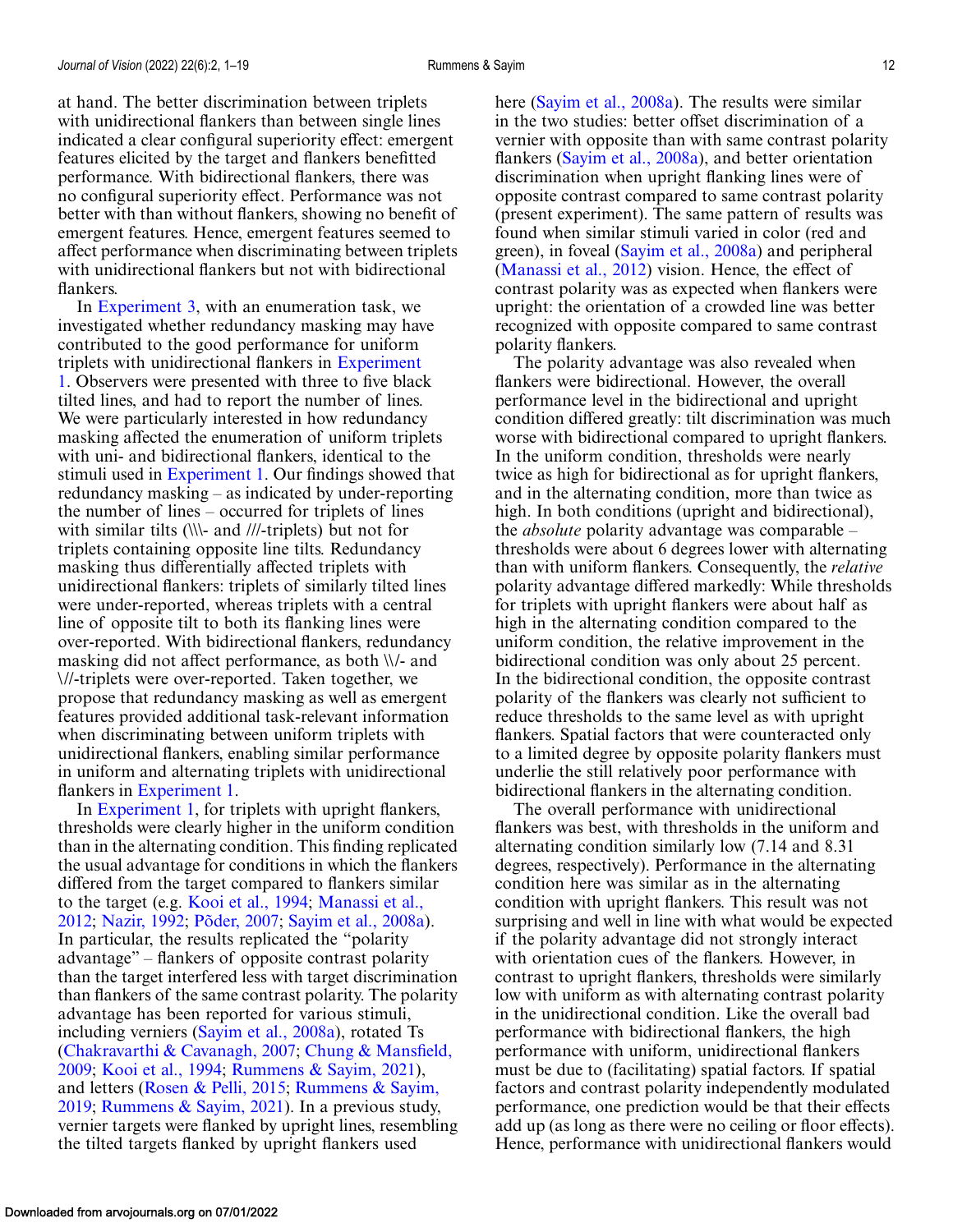at hand. The better discrimination between triplets with unidirectional flankers than between single lines indicated a clear configural superiority effect: emergent features elicited by the target and flankers benefitted performance. With bidirectional flankers, there was no configural superiority effect. Performance was not better with than without flankers, showing no benefit of emergent features. Hence, emergent features seemed to affect performance when discriminating between triplets with unidirectional flankers but not with bidirectional flankers.

In Experiment 3, with an enumeration task, we investigated whether redundancy masking may have contributed to the good performance for uniform triplets with unidirectional flankers in Experiment 1. Observers were presented with three to five black tilted lines, and had to report the number of lines. We were particularly interested in how redundancy masking affected the enumeration of uniform triplets with uni- and bidirectional flankers, identical to the stimuli used in Experiment 1. Our findings showed that redundancy masking – as indicated by under-reporting the number of lines – occurred for triplets of lines with similar tilts (\\\- and ///-triplets) but not for triplets containing opposite line tilts. Redundancy masking thus differentially affected triplets with unidirectional flankers: triplets of similarly tilted lines were under-reported, whereas triplets with a central line of opposite tilt to both its flanking lines were over-reported. With bidirectional flankers, redundancy masking did not affect performance, as both \\/- and \//-triplets were over-reported. Taken together, we propose that redundancy masking as well as emergent features provided additional task-relevant information when discriminating between uniform triplets with unidirectional flankers, enabling similar performance in uniform and alternating triplets with unidirectional flankers in Experiment 1.

In Experiment 1, for triplets with upright flankers, thresholds were clearly higher in the uniform condition than in the alternating condition. This finding replicated the usual advantage for conditions in which the flankers differed from the target compared to flankers similar to the target (e.g. Kooi et al., 1994; Manassi et al., 2012; Nazir, 1992; Põder, 2007; Sayim et al., 2008a). In particular, the results replicated the "polarity advantage" – flankers of opposite contrast polarity than the target interfered less with target discrimination than flankers of the same contrast polarity. The polarity advantage has been reported for various stimuli, including verniers (Sayim et al., 2008a), rotated Ts (Chakravarthi & Cavanagh, 2007; Chung & Mansfield, 2009; Kooi et al., 1994; Rummens & Sayim, 2021), and letters (Rosen & Pelli, 2015; Rummens & Sayim, 2019; Rummens & Sayim, 2021). In a previous study, vernier targets were flanked by upright lines, resembling the tilted targets flanked by upright flankers used here (Sayim et al., 2008a). The results were similar in the two studies: better offset discrimination of a vernier with opposite than with same contrast polarity flankers (Sayim et al., 2008a), and better orientation discrimination when upright flanking lines were of opposite contrast compared to same contrast polarity (present experiment). The same pattern of results was found when similar stimuli varied in color (red and green), in foveal (Sayim et al., 2008a) and peripheral (Manassi et al., 2012) vision. Hence, the effect of contrast polarity was as expected when flankers were upright: the orientation of a crowded line was better recognized with opposite compared to same contrast polarity flankers.

The polarity advantage was also revealed when flankers were bidirectional. However, the overall performance level in the bidirectional and upright condition differed greatly: tilt discrimination was much worse with bidirectional compared to upright flankers. In the uniform condition, thresholds were nearly twice as high for bidirectional as for upright flankers, and in the alternating condition, more than twice as high. In both conditions (upright and bidirectional), the *absolute* polarity advantage was comparable – thresholds were about 6 degrees lower with alternating than with uniform flankers. Consequently, the *relative* polarity advantage differed markedly: While thresholds for triplets with upright flankers were about half as high in the alternating condition compared to the uniform condition, the relative improvement in the bidirectional condition was only about 25 percent. In the bidirectional condition, the opposite contrast polarity of the flankers was clearly not sufficient to reduce thresholds to the same level as with upright flankers. Spatial factors that were counteracted only to a limited degree by opposite polarity flankers must underlie the still relatively poor performance with bidirectional flankers in the alternating condition.

The overall performance with unidirectional flankers was best, with thresholds in the uniform and alternating condition similarly low (7.14 and 8.31 degrees, respectively). Performance in the alternating condition here was similar as in the alternating condition with upright flankers. This result was not surprising and well in line with what would be expected if the polarity advantage did not strongly interact with orientation cues of the flankers. However, in contrast to upright flankers, thresholds were similarly low with uniform as with alternating contrast polarity in the unidirectional condition. Like the overall bad performance with bidirectional flankers, the high performance with uniform, unidirectional flankers must be due to (facilitating) spatial factors. If spatial factors and contrast polarity independently modulated performance, one prediction would be that their effects add up (as long as there were no ceiling or floor effects). Hence, performance with unidirectional flankers would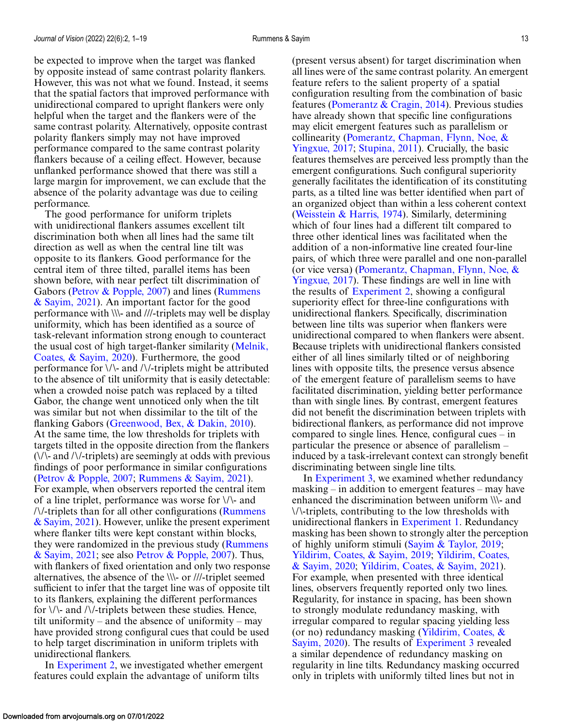be expected to improve when the target was flanked by opposite instead of same contrast polarity flankers. However, this was not what we found. Instead, it seems that the spatial factors that improved performance with unidirectional compared to upright flankers were only helpful when the target and the flankers were of the same contrast polarity. Alternatively, opposite contrast polarity flankers simply may not have improved performance compared to the same contrast polarity flankers because of a ceiling effect. However, because unflanked performance showed that there was still a large margin for improvement, we can exclude that the absence of the polarity advantage was due to ceiling performance.

The good performance for uniform triplets with unidirectional flankers assumes excellent tilt discrimination both when all lines had the same tilt direction as well as when the central line tilt was opposite to its flankers. Good performance for the central item of three tilted, parallel items has been shown before, with near perfect tilt discrimination of Gabors (Petrov & Popple, 2007) and lines (Rummens & Sayim, 2021). An important factor for the good performance with \\\- and ///-triplets may well be display uniformity, which has been identified as a source of task-relevant information strong enough to counteract the usual cost of high target-flanker similarity (Melnik, Coates, & Sayim, 2020). Furthermore, the good performance for \/\- and /\/-triplets might be attributed to the absence of tilt uniformity that is easily detectable: when a crowded noise patch was replaced by a tilted Gabor, the change went unnoticed only when the tilt was similar but not when dissimilar to the tilt of the flanking Gabors (Greenwood, Bex, & Dakin, 2010). At the same time, the low thresholds for triplets with targets tilted in the opposite direction from the flankers (\/\- and /\/-triplets) are seemingly at odds with previous findings of poor performance in similar configurations (Petrov & Popple, 2007; Rummens & Sayim, 2021). For example, when observers reported the central item of a line triplet, performance was worse for \/\- and /\/-triplets than for all other configurations (Rummens & Sayim, 2021). However, unlike the present experiment where flanker tilts were kept constant within blocks, they were randomized in the previous study (Rummens & Sayim, 2021; see also Petrov & Popple, 2007). Thus, with flankers of fixed orientation and only two response alternatives, the absence of the \\\- or ///-triplet seemed sufficient to infer that the target line was of opposite tilt to its flankers, explaining the different performances for \/\- and /\/-triplets between these studies. Hence, tilt uniformity – and the absence of uniformity – may have provided strong configural cues that could be used to help target discrimination in uniform triplets with unidirectional flankers.

In Experiment 2, we investigated whether emergent features could explain the advantage of uniform tilts (present versus absent) for target discrimination when all lines were of the same contrast polarity. An emergent feature refers to the salient property of a spatial configuration resulting from the combination of basic features (Pomerantz & Cragin, 2014). Previous studies have already shown that specific line configurations may elicit emergent features such as parallelism or collinearity (Pomerantz, Chapman, Flynn, Noe, & Yingxue, 2017; Stupina, 2011). Crucially, the basic features themselves are perceived less promptly than the emergent configurations. Such configural superiority generally facilitates the identification of its constituting parts, as a tilted line was better identified when part of an organized object than within a less coherent context (Weisstein & Harris, 1974). Similarly, determining which of four lines had a different tilt compared to three other identical lines was facilitated when the addition of a non-informative line created four-line pairs, of which three were parallel and one non-parallel (or vice versa) (Pomerantz, Chapman, Flynn, Noe, & Yingxue, 2017). These findings are well in line with the results of Experiment 2, showing a configural superiority effect for three-line configurations with unidirectional flankers. Specifically, discrimination between line tilts was superior when flankers were unidirectional compared to when flankers were absent. Because triplets with unidirectional flankers consisted either of all lines similarly tilted or of neighboring lines with opposite tilts, the presence versus absence of the emergent feature of parallelism seems to have facilitated discrimination, yielding better performance than with single lines. By contrast, emergent features did not benefit the discrimination between triplets with bidirectional flankers, as performance did not improve compared to single lines. Hence, configural cues – in particular the presence or absence of parallelism – induced by a task-irrelevant context can strongly benefit discriminating between single line tilts.

In Experiment 3, we examined whether redundancy masking – in addition to emergent features – may have enhanced the discrimination between uniform \\\- and \/\-triplets, contributing to the low thresholds with unidirectional flankers in Experiment 1. Redundancy masking has been shown to strongly alter the perception of highly uniform stimuli (Sayim & Taylor, 2019; Yildirim, Coates, & Sayim, 2019; Yildirim, Coates, & Sayim, 2020; Yildirim, Coates, & Sayim, 2021). For example, when presented with three identical lines, observers frequently reported only two lines. Regularity, for instance in spacing, has been shown to strongly modulate redundancy masking, with irregular compared to regular spacing yielding less (or no) redundancy masking (Yildirim, Coates, & Sayim, 2020). The results of Experiment 3 revealed a similar dependence of redundancy masking on regularity in line tilts. Redundancy masking occurred only in triplets with uniformly tilted lines but not in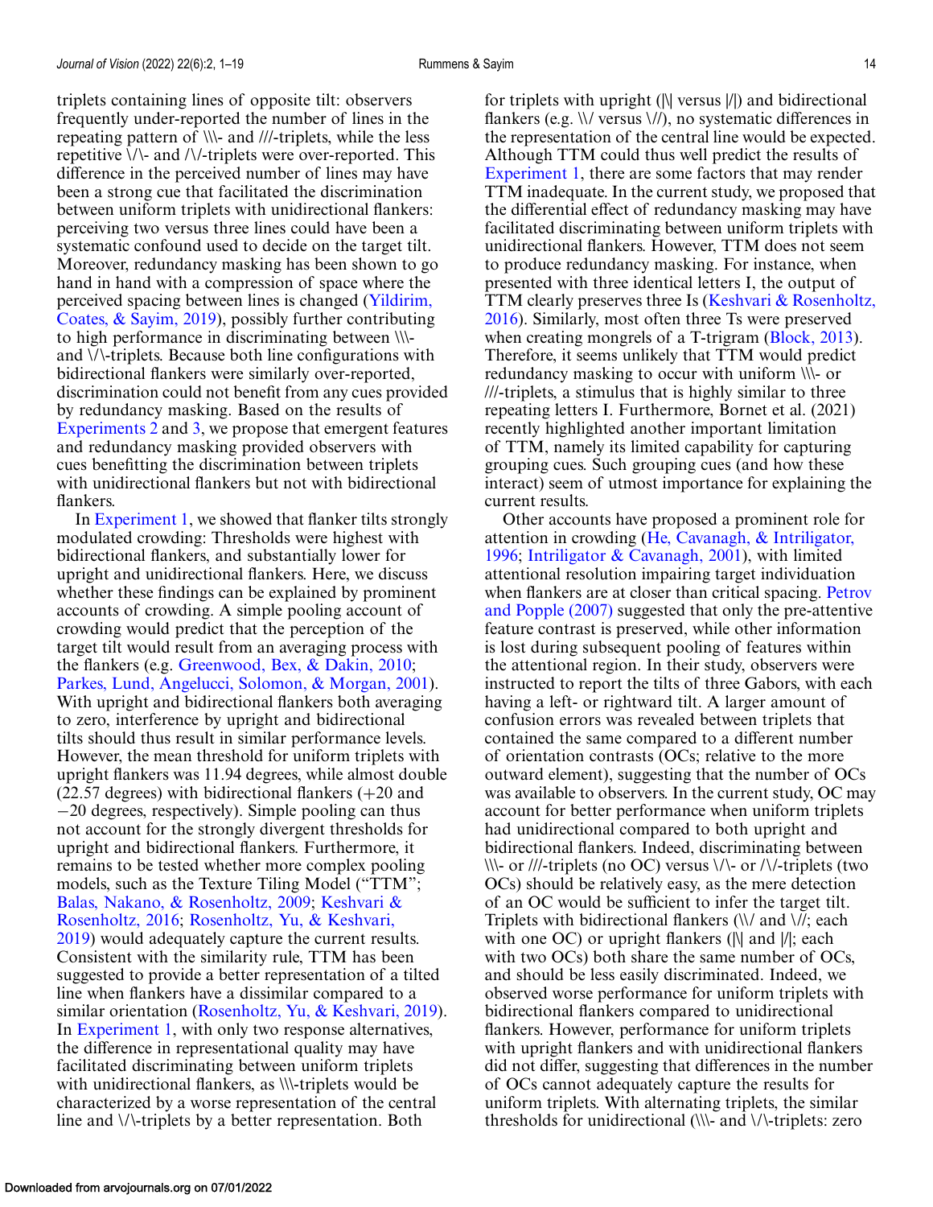triplets containing lines of opposite tilt: observers frequently under-reported the number of lines in the repeating pattern of \\\- and ///-triplets, while the less repetitive \/\- and /\/-triplets were over-reported. This difference in the perceived number of lines may have been a strong cue that facilitated the discrimination between uniform triplets with unidirectional flankers: perceiving two versus three lines could have been a systematic confound used to decide on the target tilt. Moreover, redundancy masking has been shown to go hand in hand with a compression of space where the perceived spacing between lines is changed (Yildirim, Coates, & Sayim, 2019), possibly further contributing to high performance in discriminating between \\\- and \/\-triplets. Because both line configurations with bidirectional flankers were similarly over-reported, discrimination could not benefit from any cues provided by redundancy masking. Based on the results of Experiments 2 and 3, we propose that emergent features and redundancy masking provided observers with cues benefitting the discrimination between triplets with unidirectional flankers but not with bidirectional flankers.

In Experiment 1, we showed that flanker tilts strongly modulated crowding: Thresholds were highest with bidirectional flankers, and substantially lower for upright and unidirectional flankers. Here, we discuss whether these findings can be explained by prominent accounts of crowding. A simple pooling account of crowding would predict that the perception of the target tilt would result from an averaging process with the flankers (e.g. Greenwood, Bex, & Dakin, 2010; Parkes, Lund, Angelucci, Solomon, & Morgan, 2001). With upright and bidirectional flankers both averaging to zero, interference by upright and bidirectional tilts should thus result in similar performance levels. However, the mean threshold for uniform triplets with upright flankers was 11.94 degrees, while almost double (22.57 degrees) with bidirectional flankers (+20 and −20 degrees, respectively). Simple pooling can thus not account for the strongly divergent thresholds for upright and bidirectional flankers. Furthermore, it remains to be tested whether more complex pooling models, such as the Texture Tiling Model ("TTM"; Balas, Nakano, & Rosenholtz, 2009; Keshvari & Rosenholtz, 2016; Rosenholtz, Yu, & Keshvari, 2019) would adequately capture the current results. Consistent with the similarity rule, TTM has been suggested to provide a better representation of a tilted line when flankers have a dissimilar compared to a similar orientation (Rosenholtz, Yu, & Keshvari, 2019). In Experiment 1, with only two response alternatives, the difference in representational quality may have facilitated discriminating between uniform triplets with unidirectional flankers, as \\\-triplets would be characterized by a worse representation of the central line and \/\-triplets by a better representation. Both for triplets with upright (|\| versus |/|) and bidirectional flankers (e.g. \\/ versus \//), no systematic differences in the representation of the central line would be expected. Although TTM could thus well predict the results of Experiment 1, there are some factors that may render TTM inadequate. In the current study, we proposed that the differential effect of redundancy masking may have facilitated discriminating between uniform triplets with unidirectional flankers. However, TTM does not seem to produce redundancy masking. For instance, when presented with three identical letters I, the output of TTM clearly preserves three Is (Keshvari & Rosenholtz, 2016). Similarly, most often three Ts were preserved when creating mongrels of a T-trigram (Block, 2013). Therefore, it seems unlikely that TTM would predict redundancy masking to occur with uniform \\\- or ///-triplets, a stimulus that is highly similar to three repeating letters I. Furthermore, Bornet et al. (2021) recently highlighted another important limitation of TTM, namely its limited capability for capturing grouping cues. Such grouping cues (and how these interact) seem of utmost importance for explaining the current results.

Other accounts have proposed a prominent role for attention in crowding (He, Cavanagh, & Intriligator, 1996; Intriligator & Cavanagh, 2001), with limited attentional resolution impairing target individuation when flankers are at closer than critical spacing. Petrov and Popple (2007) suggested that only the pre-attentive feature contrast is preserved, while other information is lost during subsequent pooling of features within the attentional region. In their study, observers were instructed to report the tilts of three Gabors, with each having a left- or rightward tilt. A larger amount of confusion errors was revealed between triplets that contained the same compared to a different number of orientation contrasts (OCs; relative to the more outward element), suggesting that the number of OCs was available to observers. In the current study, OC may account for better performance when uniform triplets had unidirectional compared to both upright and bidirectional flankers. Indeed, discriminating between \\\- or ///-triplets (no OC) versus \/\- or /\/-triplets (two OCs) should be relatively easy, as the mere detection of an OC would be sufficient to infer the target tilt. Triplets with bidirectional flankers (\\/ and \//; each with one OC) or upright flankers (|\| and |/|; each with two OCs) both share the same number of OCs, and should be less easily discriminated. Indeed, we observed worse performance for uniform triplets with bidirectional flankers compared to unidirectional flankers. However, performance for uniform triplets with upright flankers and with unidirectional flankers did not differ, suggesting that differences in the number of OCs cannot adequately capture the results for uniform triplets. With alternating triplets, the similar thresholds for unidirectional (\\\- and \/\-triplets: zero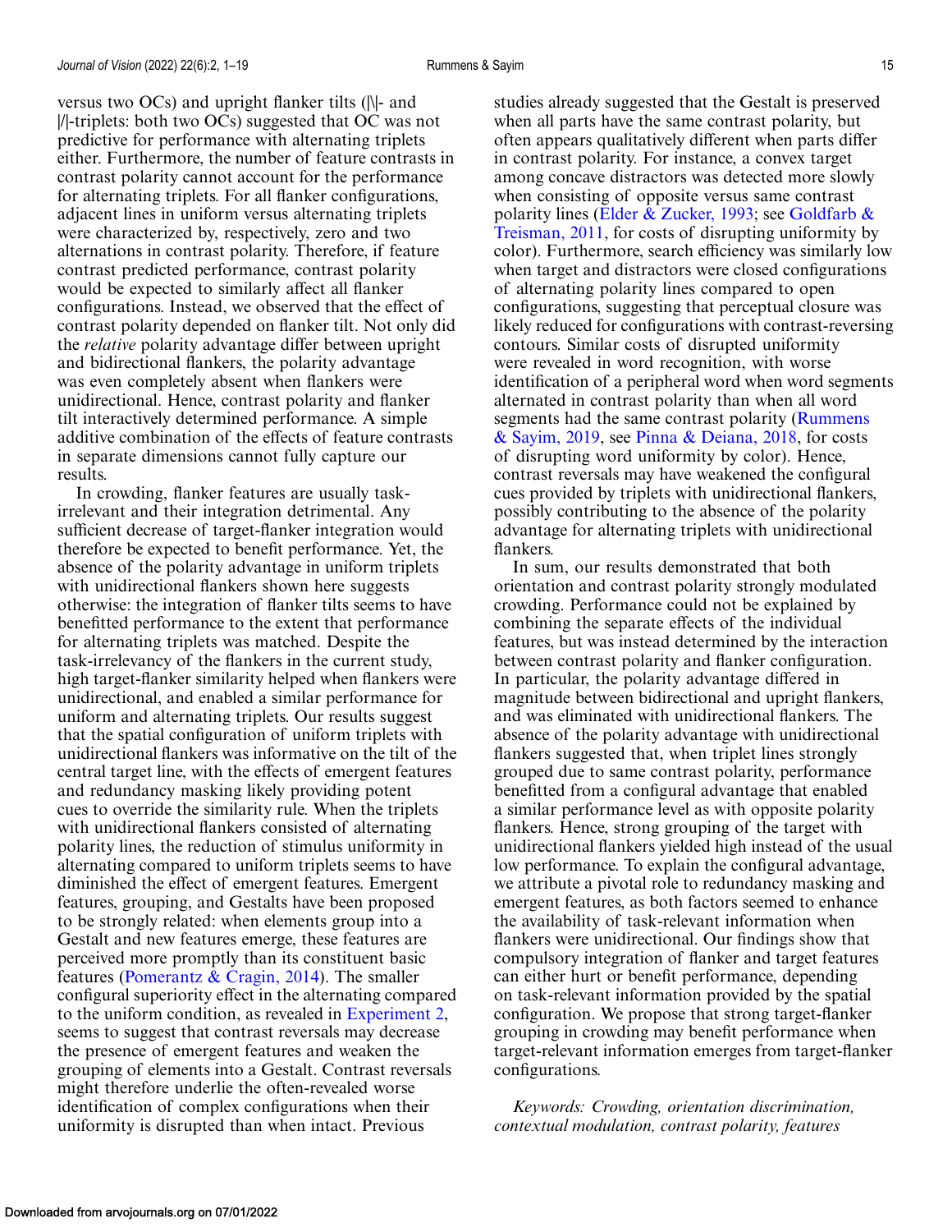versus two OCs) and upright flanker tilts (|\|- and |/|-triplets: both two OCs) suggested that OC was not predictive for performance with alternating triplets either. Furthermore, the number of feature contrasts in contrast polarity cannot account for the performance for alternating triplets. For all flanker configurations, adjacent lines in uniform versus alternating triplets were characterized by, respectively, zero and two alternations in contrast polarity. Therefore, if feature contrast predicted performance, contrast polarity would be expected to similarly affect all flanker configurations. Instead, we observed that the effect of contrast polarity depended on flanker tilt. Not only did the *relative* polarity advantage differ between upright and bidirectional flankers, the polarity advantage was even completely absent when flankers were unidirectional. Hence, contrast polarity and flanker tilt interactively determined performance. A simple additive combination of the effects of feature contrasts in separate dimensions cannot fully capture our results.

In crowding, flanker features are usually task-irrelevant and their integration detrimental. Any sufficient decrease of target-flanker integration would therefore be expected to benefit performance. Yet, the absence of the polarity advantage in uniform triplets with unidirectional flankers shown here suggests otherwise: the integration of flanker tilts seems to have benefitted performance to the extent that performance for alternating triplets was matched. Despite the task-irrelevancy of the flankers in the current study, high target-flanker similarity helped when flankers were unidirectional, and enabled a similar performance for uniform and alternating triplets. Our results suggest that the spatial configuration of uniform triplets with unidirectional flankers was informative on the tilt of the central target line, with the effects of emergent features and redundancy masking likely providing potent cues to override the similarity rule. When the triplets with unidirectional flankers consisted of alternating polarity lines, the reduction of stimulus uniformity in alternating compared to uniform triplets seems to have diminished the effect of emergent features. Emergent features, grouping, and Gestalts have been proposed to be strongly related: when elements group into a Gestalt and new features emerge, these features are perceived more promptly than its constituent basic features (Pomerantz & Cragin, 2014). The smaller configural superiority effect in the alternating compared to the uniform condition, as revealed in Experiment 2, seems to suggest that contrast reversals may decrease the presence of emergent features and weaken the grouping of elements into a Gestalt. Contrast reversals might therefore underlie the often-revealed worse identification of complex configurations when their uniformity is disrupted than when intact. Previous studies already suggested that the Gestalt is preserved when all parts have the same contrast polarity, but often appears qualitatively different when parts differ in contrast polarity. For instance, a convex target among concave distractors was detected more slowly when consisting of opposite versus same contrast polarity lines (Elder & Zucker, 1993; see Goldfarb & Treisman, 2011, for costs of disrupting uniformity by color). Furthermore, search efficiency was similarly low when target and distractors were closed configurations of alternating polarity lines compared to open configurations, suggesting that perceptual closure was likely reduced for configurations with contrast-reversing contours. Similar costs of disrupted uniformity were revealed in word recognition, with worse identification of a peripheral word when word segments alternated in contrast polarity than when all word segments had the same contrast polarity (Rummens & Sayim, 2019, see Pinna & Deiana, 2018, for costs of disrupting word uniformity by color). Hence, contrast reversals may have weakened the configural cues provided by triplets with unidirectional flankers, possibly contributing to the absence of the polarity advantage for alternating triplets with unidirectional flankers.

In sum, our results demonstrated that both orientation and contrast polarity strongly modulated crowding. Performance could not be explained by combining the separate effects of the individual features, but was instead determined by the interaction between contrast polarity and flanker configuration. In particular, the polarity advantage differed in magnitude between bidirectional and upright flankers, and was eliminated with unidirectional flankers. The absence of the polarity advantage with unidirectional flankers suggested that, when triplet lines strongly grouped due to same contrast polarity, performance benefitted from a configural advantage that enabled a similar performance level as with opposite polarity flankers. Hence, strong grouping of the target with unidirectional flankers yielded high instead of the usual low performance. To explain the configural advantage, we attribute a pivotal role to redundancy masking and emergent features, as both factors seemed to enhance the availability of task-relevant information when flankers were unidirectional. Our findings show that compulsory integration of flanker and target features can either hurt or benefit performance, depending on task-relevant information provided by the spatial configuration. We propose that strong target-flanker grouping in crowding may benefit performance when target-relevant information emerges from target-flanker configurations.

*Keywords: Crowding, orientation discrimination, contextual modulation, contrast polarity, features*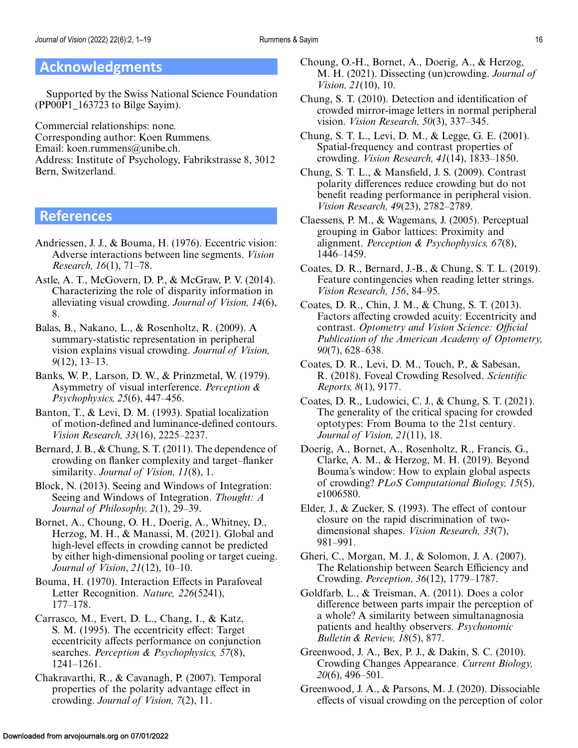## Acknowledgments

Supported by the Swiss National Science Foundation (PP00P1_163723 to Bilge Sayim).

Commercial relationships: none.
Corresponding author: Koen Rummens.
Email: koen.rummens@unibe.ch.
Address: Institute of Psychology, Fabrikstrasse 8, 3012 Bern, Switzerland.

## References

Andriessen, J. J., & Bouma, H. (1976). Eccentric vision: Adverse interactions between line segments. *Vision Research, 16*(1), 71–78.

Astle, A. T., McGovern, D. P., & McGraw, P. V. (2014). Characterizing the role of disparity information in alleviating visual crowding. *Journal of Vision, 14*(6), 8.

Balas, B., Nakano, L., & Rosenholtz, R. (2009). A summary-statistic representation in peripheral vision explains visual crowding. *Journal of Vision, 9*(12), 13–13.

Banks, W. P., Larson, D. W., & Prinzmetal, W. (1979). Asymmetry of visual interference. *Perception & Psychophysics, 25*(6), 447–456.

Banton, T., & Levi, D. M. (1993). Spatial localization of motion-defined and luminance-defined contours. *Vision Research, 33*(16), 2225–2237.

Bernard, J. B., & Chung, S. T. (2011). The dependence of crowding on flanker complexity and target–flanker similarity. *Journal of Vision, 11*(8), 1.

Block, N. (2013). Seeing and Windows of Integration: Seeing and Windows of Integration. *Thought: A Journal of Philosophy, 2*(1), 29–39.

Bornet, A., Choung, O. H., Doerig, A., Whitney, D., Herzog, M. H., & Manassi, M. (2021). Global and high-level effects in crowding cannot be predicted by either high-dimensional pooling or target cueing. *Journal of Vision*, *21*(12), 10–10.

Bouma, H. (1970). Interaction Effects in Parafoveal Letter Recognition. *Nature, 226*(5241), 177–178.

Carrasco, M., Evert, D. L., Chang, I., & Katz, S. M. (1995). The eccentricity effect: Target eccentricity affects performance on conjunction searches. *Perception & Psychophysics, 57*(8), 1241–1261.

Chakravarthi, R., & Cavanagh, P. (2007). Temporal properties of the polarity advantage effect in crowding. *Journal of Vision, 7*(2), 11.

Choung, O.-H., Bornet, A., Doerig, A., & Herzog, M. H. (2021). Dissecting (un)crowding. *Journal of Vision, 21*(10), 10.

Chung, S. T. (2010). Detection and identification of crowded mirror-image letters in normal peripheral vision. *Vision Research, 50*(3), 337–345.

Chung, S. T. L., Levi, D. M., & Legge, G. E. (2001). Spatial-frequency and contrast properties of crowding. *Vision Research, 41*(14), 1833–1850.

Chung, S. T. L., & Mansfield, J. S. (2009). Contrast polarity differences reduce crowding but do not benefit reading performance in peripheral vision. *Vision Research, 49*(23), 2782–2789.

Claessens, P. M., & Wagemans, J. (2005). Perceptual grouping in Gabor lattices: Proximity and alignment. *Perception & Psychophysics, 67*(8), 1446–1459.

Coates, D. R., Bernard, J.-B., & Chung, S. T. L. (2019). Feature contingencies when reading letter strings. *Vision Research, 156*, 84–95.

Coates, D. R., Chin, J. M., & Chung, S. T. (2013). Factors affecting crowded acuity: Eccentricity and contrast. *Optometry and Vision Science: Official Publication of the American Academy of Optometry, 90*(7), 628–638.

Coates, D. R., Levi, D. M., Touch, P., & Sabesan, R. (2018). Foveal Crowding Resolved. *Scientific Reports, 8*(1), 9177.

Coates, D. R., Ludowici, C. J., & Chung, S. T. (2021). The generality of the critical spacing for crowded optotypes: From Bouma to the 21st century. *Journal of Vision, 21*(11), 18.

Doerig, A., Bornet, A., Rosenholtz, R., Francis, G., Clarke, A. M., & Herzog, M. H. (2019). Beyond Bouma's window: How to explain global aspects of crowding? *PLoS Computational Biology, 15*(5), e1006580.

Elder, J., & Zucker, S. (1993). The effect of contour closure on the rapid discrimination of two-dimensional shapes. *Vision Research, 33*(7), 981–991.

Gheri, C., Morgan, M. J., & Solomon, J. A. (2007). The Relationship between Search Efficiency and Crowding. *Perception, 36*(12), 1779–1787.

Goldfarb, L., & Treisman, A. (2011). Does a color difference between parts impair the perception of a whole? A similarity between simultanagnosia patients and healthy observers. *Psychonomic Bulletin & Review, 18*(5), 877.

Greenwood, J. A., Bex, P. J., & Dakin, S. C. (2010). Crowding Changes Appearance. *Current Biology, 20*(6), 496–501.

Greenwood, J. A., & Parsons, M. J. (2020). Dissociable effects of visual crowding on the perception of color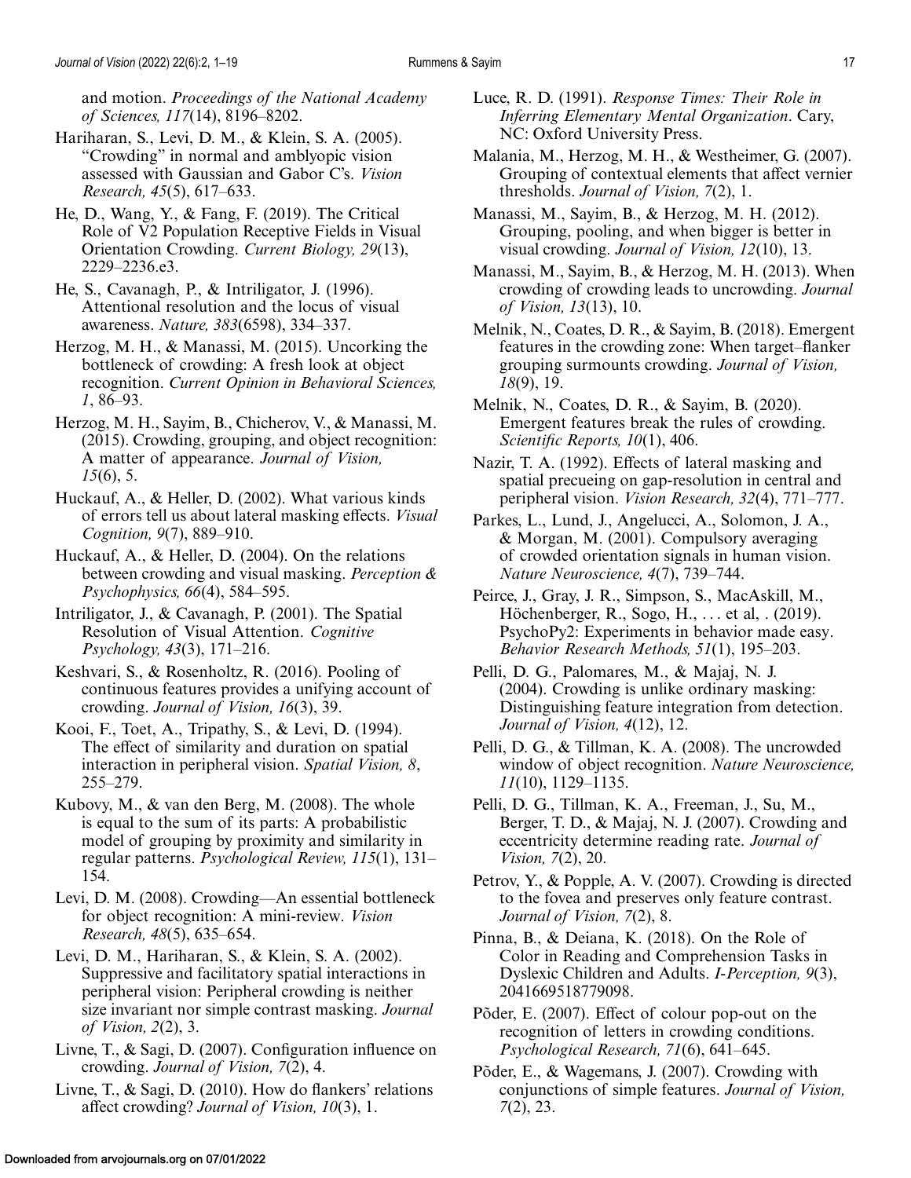and motion. *Proceedings of the National Academy of Sciences, 117*(14), 8196–8202.

Hariharan, S., Levi, D. M., & Klein, S. A. (2005). "Crowding" in normal and amblyopic vision assessed with Gaussian and Gabor C's. *Vision Research, 45*(5), 617–633.

He, D., Wang, Y., & Fang, F. (2019). The Critical Role of V2 Population Receptive Fields in Visual Orientation Crowding. *Current Biology, 29*(13), 2229–2236.e3.

He, S., Cavanagh, P., & Intriligator, J. (1996). Attentional resolution and the locus of visual awareness. *Nature, 383*(6598), 334–337.

Herzog, M. H., & Manassi, M. (2015). Uncorking the bottleneck of crowding: A fresh look at object recognition. *Current Opinion in Behavioral Sciences, 1*, 86–93.

Herzog, M. H., Sayim, B., Chicherov, V., & Manassi, M. (2015). Crowding, grouping, and object recognition: A matter of appearance. *Journal of Vision, 15*(6), 5.

Huckauf, A., & Heller, D. (2002). What various kinds of errors tell us about lateral masking effects. *Visual Cognition, 9*(7), 889–910.

Huckauf, A., & Heller, D. (2004). On the relations between crowding and visual masking. *Perception & Psychophysics, 66*(4), 584–595.

Intriligator, J., & Cavanagh, P. (2001). The Spatial Resolution of Visual Attention. *Cognitive Psychology, 43*(3), 171–216.

Keshvari, S., & Rosenholtz, R. (2016). Pooling of continuous features provides a unifying account of crowding. *Journal of Vision, 16*(3), 39.

Kooi, F., Toet, A., Tripathy, S., & Levi, D. (1994). The effect of similarity and duration on spatial interaction in peripheral vision. *Spatial Vision, 8*, 255–279.

Kubovy, M., & van den Berg, M. (2008). The whole is equal to the sum of its parts: A probabilistic model of grouping by proximity and similarity in regular patterns. *Psychological Review, 115*(1), 131–154.

Levi, D. M. (2008). Crowding—An essential bottleneck for object recognition: A mini-review. *Vision Research, 48*(5), 635–654.

Levi, D. M., Hariharan, S., & Klein, S. A. (2002). Suppressive and facilitatory spatial interactions in peripheral vision: Peripheral crowding is neither size invariant nor simple contrast masking. *Journal of Vision, 2*(2), 3.

Livne, T., & Sagi, D. (2007). Configuration influence on crowding. *Journal of Vision, 7*(2), 4.

Livne, T., & Sagi, D. (2010). How do flankers' relations affect crowding? *Journal of Vision, 10*(3), 1.

Luce, R. D. (1991). *Response Times: Their Role in Inferring Elementary Mental Organization*. Cary, NC: Oxford University Press.

Malania, M., Herzog, M. H., & Westheimer, G. (2007). Grouping of contextual elements that affect vernier thresholds. *Journal of Vision, 7*(2), 1.

Manassi, M., Sayim, B., & Herzog, M. H. (2012). Grouping, pooling, and when bigger is better in visual crowding. *Journal of Vision, 12*(10), 13.

Manassi, M., Sayim, B., & Herzog, M. H. (2013). When crowding of crowding leads to uncrowding. *Journal of Vision, 13*(13), 10.

Melnik, N., Coates, D. R., & Sayim, B. (2018). Emergent features in the crowding zone: When target–flanker grouping surmounts crowding. *Journal of Vision, 18*(9), 19.

Melnik, N., Coates, D. R., & Sayim, B. (2020). Emergent features break the rules of crowding. *Scientific Reports, 10*(1), 406.

Nazir, T. A. (1992). Effects of lateral masking and spatial precueing on gap-resolution in central and peripheral vision. *Vision Research, 32*(4), 771–777.

Parkes, L., Lund, J., Angelucci, A., Solomon, J. A., & Morgan, M. (2001). Compulsory averaging of crowded orientation signals in human vision. *Nature Neuroscience, 4*(7), 739–744.

Peirce, J., Gray, J. R., Simpson, S., MacAskill, M., Höchenberger, R., Sogo, H., . . . et al, . (2019). PsychoPy2: Experiments in behavior made easy. *Behavior Research Methods, 51*(1), 195–203.

Pelli, D. G., Palomares, M., & Majaj, N. J. (2004). Crowding is unlike ordinary masking: Distinguishing feature integration from detection. *Journal of Vision, 4*(12), 12.

Pelli, D. G., & Tillman, K. A. (2008). The uncrowded window of object recognition. *Nature Neuroscience, 11*(10), 1129–1135.

Pelli, D. G., Tillman, K. A., Freeman, J., Su, M., Berger, T. D., & Majaj, N. J. (2007). Crowding and eccentricity determine reading rate. *Journal of Vision, 7*(2), 20.

Petrov, Y., & Popple, A. V. (2007). Crowding is directed to the fovea and preserves only feature contrast. *Journal of Vision, 7*(2), 8.

Pinna, B., & Deiana, K. (2018). On the Role of Color in Reading and Comprehension Tasks in Dyslexic Children and Adults. *I-Perception, 9*(3), 2041669518779098.

Põder, E. (2007). Effect of colour pop-out on the recognition of letters in crowding conditions. *Psychological Research, 71*(6), 641–645.

Põder, E., & Wagemans, J. (2007). Crowding with conjunctions of simple features. *Journal of Vision, 7*(2), 23.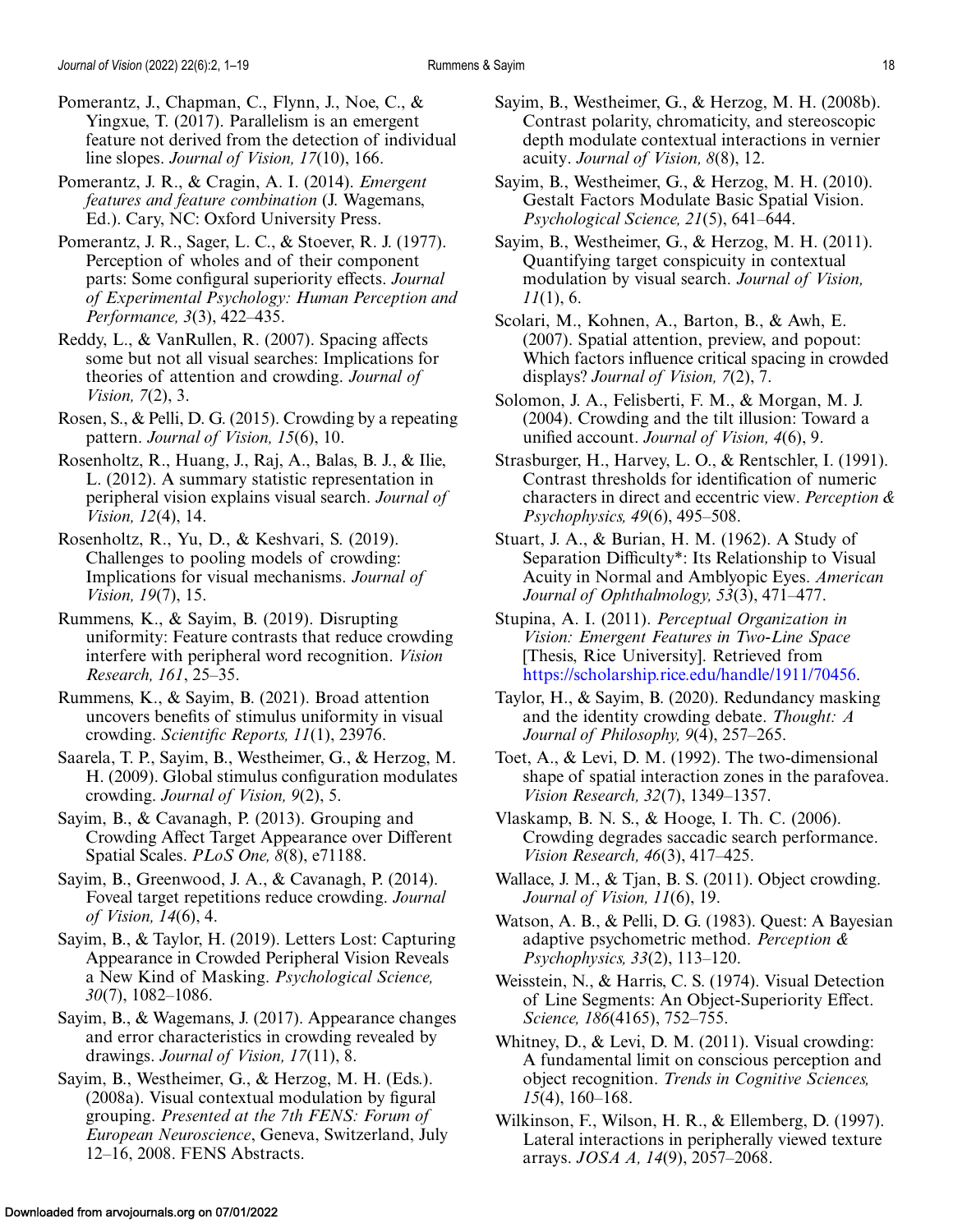Pomerantz, J., Chapman, C., Flynn, J., Noe, C., & Yingxue, T. (2017). Parallelism is an emergent feature not derived from the detection of individual line slopes. *Journal of Vision, 17*(10), 166.

Pomerantz, J. R., & Cragin, A. I. (2014). *Emergent features and feature combination* (J. Wagemans, Ed.). Cary, NC: Oxford University Press.

Pomerantz, J. R., Sager, L. C., & Stoever, R. J. (1977). Perception of wholes and of their component parts: Some configural superiority effects. *Journal of Experimental Psychology: Human Perception and Performance, 3*(3), 422–435.

Reddy, L., & VanRullen, R. (2007). Spacing affects some but not all visual searches: Implications for theories of attention and crowding. *Journal of Vision, 7*(2), 3.

Rosen, S., & Pelli, D. G. (2015). Crowding by a repeating pattern. *Journal of Vision, 15*(6), 10.

Rosenholtz, R., Huang, J., Raj, A., Balas, B. J., & Ilie, L. (2012). A summary statistic representation in peripheral vision explains visual search. *Journal of Vision, 12*(4), 14.

Rosenholtz, R., Yu, D., & Keshvari, S. (2019). Challenges to pooling models of crowding: Implications for visual mechanisms. *Journal of Vision, 19*(7), 15.

Rummens, K., & Sayim, B. (2019). Disrupting uniformity: Feature contrasts that reduce crowding interfere with peripheral word recognition. *Vision Research, 161*, 25–35.

Rummens, K., & Sayim, B. (2021). Broad attention uncovers benefits of stimulus uniformity in visual crowding. *Scientific Reports, 11*(1), 23976.

Saarela, T. P., Sayim, B., Westheimer, G., & Herzog, M. H. (2009). Global stimulus configuration modulates crowding. *Journal of Vision, 9*(2), 5.

Sayim, B., & Cavanagh, P. (2013). Grouping and Crowding Affect Target Appearance over Different Spatial Scales. *PLoS One, 8*(8), e71188.

Sayim, B., Greenwood, J. A., & Cavanagh, P. (2014). Foveal target repetitions reduce crowding. *Journal of Vision, 14*(6), 4.

Sayim, B., & Taylor, H. (2019). Letters Lost: Capturing Appearance in Crowded Peripheral Vision Reveals a New Kind of Masking. *Psychological Science, 30*(7), 1082–1086.

Sayim, B., & Wagemans, J. (2017). Appearance changes and error characteristics in crowding revealed by drawings. *Journal of Vision, 17*(11), 8.

Sayim, B., Westheimer, G., & Herzog, M. H. (Eds.). (2008a). Visual contextual modulation by figural grouping. *Presented at the 7th FENS: Forum of European Neuroscience*, Geneva, Switzerland, July 12–16, 2008. FENS Abstracts.

Sayim, B., Westheimer, G., & Herzog, M. H. (2008b). Contrast polarity, chromaticity, and stereoscopic depth modulate contextual interactions in vernier acuity. *Journal of Vision, 8*(8), 12.

Sayim, B., Westheimer, G., & Herzog, M. H. (2010). Gestalt Factors Modulate Basic Spatial Vision. *Psychological Science, 21*(5), 641–644.

Sayim, B., Westheimer, G., & Herzog, M. H. (2011). Quantifying target conspicuity in contextual modulation by visual search. *Journal of Vision, 11*(1), 6.

Scolari, M., Kohnen, A., Barton, B., & Awh, E. (2007). Spatial attention, preview, and popout: Which factors influence critical spacing in crowded displays? *Journal of Vision, 7*(2), 7.

Solomon, J. A., Felisberti, F. M., & Morgan, M. J. (2004). Crowding and the tilt illusion: Toward a unified account. *Journal of Vision, 4*(6), 9.

Strasburger, H., Harvey, L. O., & Rentschler, I. (1991). Contrast thresholds for identification of numeric characters in direct and eccentric view. *Perception & Psychophysics, 49*(6), 495–508.

Stuart, J. A., & Burian, H. M. (1962). A Study of Separation Difficulty*: Its Relationship to Visual Acuity in Normal and Amblyopic Eyes. *American Journal of Ophthalmology, 53*(3), 471–477.

Stupina, A. I. (2011). *Perceptual Organization in Vision: Emergent Features in Two-Line Space* [Thesis, Rice University]. Retrieved from https://scholarship.rice.edu/handle/1911/70456.

Taylor, H., & Sayim, B. (2020). Redundancy masking and the identity crowding debate. *Thought: A Journal of Philosophy, 9*(4), 257–265.

Toet, A., & Levi, D. M. (1992). The two-dimensional shape of spatial interaction zones in the parafovea. *Vision Research, 32*(7), 1349–1357.

Vlaskamp, B. N. S., & Hooge, I. Th. C. (2006). Crowding degrades saccadic search performance. *Vision Research, 46*(3), 417–425.

Wallace, J. M., & Tjan, B. S. (2011). Object crowding. *Journal of Vision, 11*(6), 19.

Watson, A. B., & Pelli, D. G. (1983). Quest: A Bayesian adaptive psychometric method. *Perception & Psychophysics, 33*(2), 113–120.

Weisstein, N., & Harris, C. S. (1974). Visual Detection of Line Segments: An Object-Superiority Effect. *Science, 186*(4165), 752–755.

Whitney, D., & Levi, D. M. (2011). Visual crowding: A fundamental limit on conscious perception and object recognition. *Trends in Cognitive Sciences, 15*(4), 160–168.

Wilkinson, F., Wilson, H. R., & Ellemberg, D. (1997). Lateral interactions in peripherally viewed texture arrays. *JOSA A, 14*(9), 2057–2068.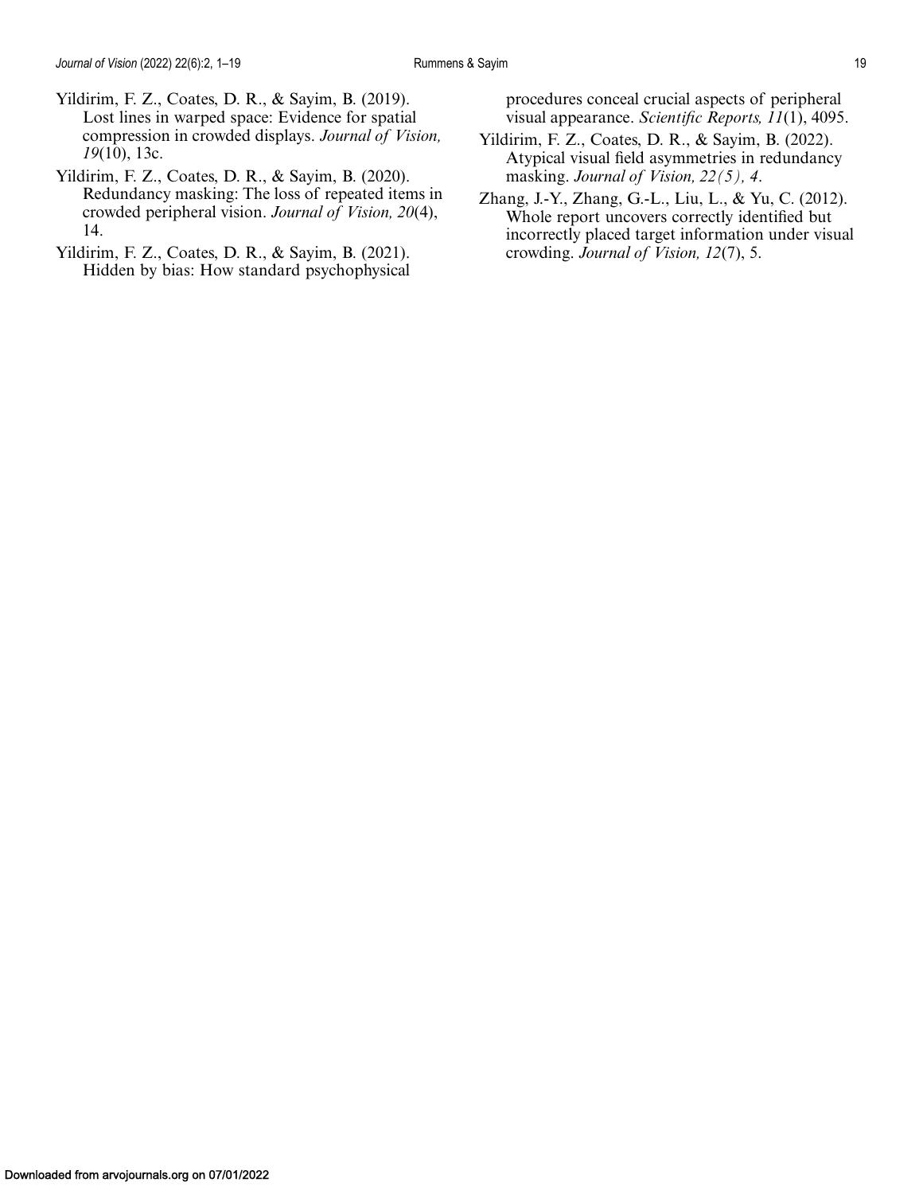Yildirim, F. Z., Coates, D. R., & Sayim, B. (2019). Lost lines in warped space: Evidence for spatial compression in crowded displays. *Journal of Vision, 19*(10), 13c.

Yildirim, F. Z., Coates, D. R., & Sayim, B. (2020). Redundancy masking: The loss of repeated items in crowded peripheral vision. *Journal of Vision, 20*(4), 14.

Yildirim, F. Z., Coates, D. R., & Sayim, B. (2021). Hidden by bias: How standard psychophysical procedures conceal crucial aspects of peripheral visual appearance. *Scientific Reports, 11*(1), 4095.

Yildirim, F. Z., Coates, D. R., & Sayim, B. (2022). Atypical visual field asymmetries in redundancy masking. *Journal of Vision, 22(5), 4*.

Zhang, J.-Y., Zhang, G.-L., Liu, L., & Yu, C. (2012). Whole report uncovers correctly identified but incorrectly placed target information under visual crowding. *Journal of Vision, 12*(7), 5.